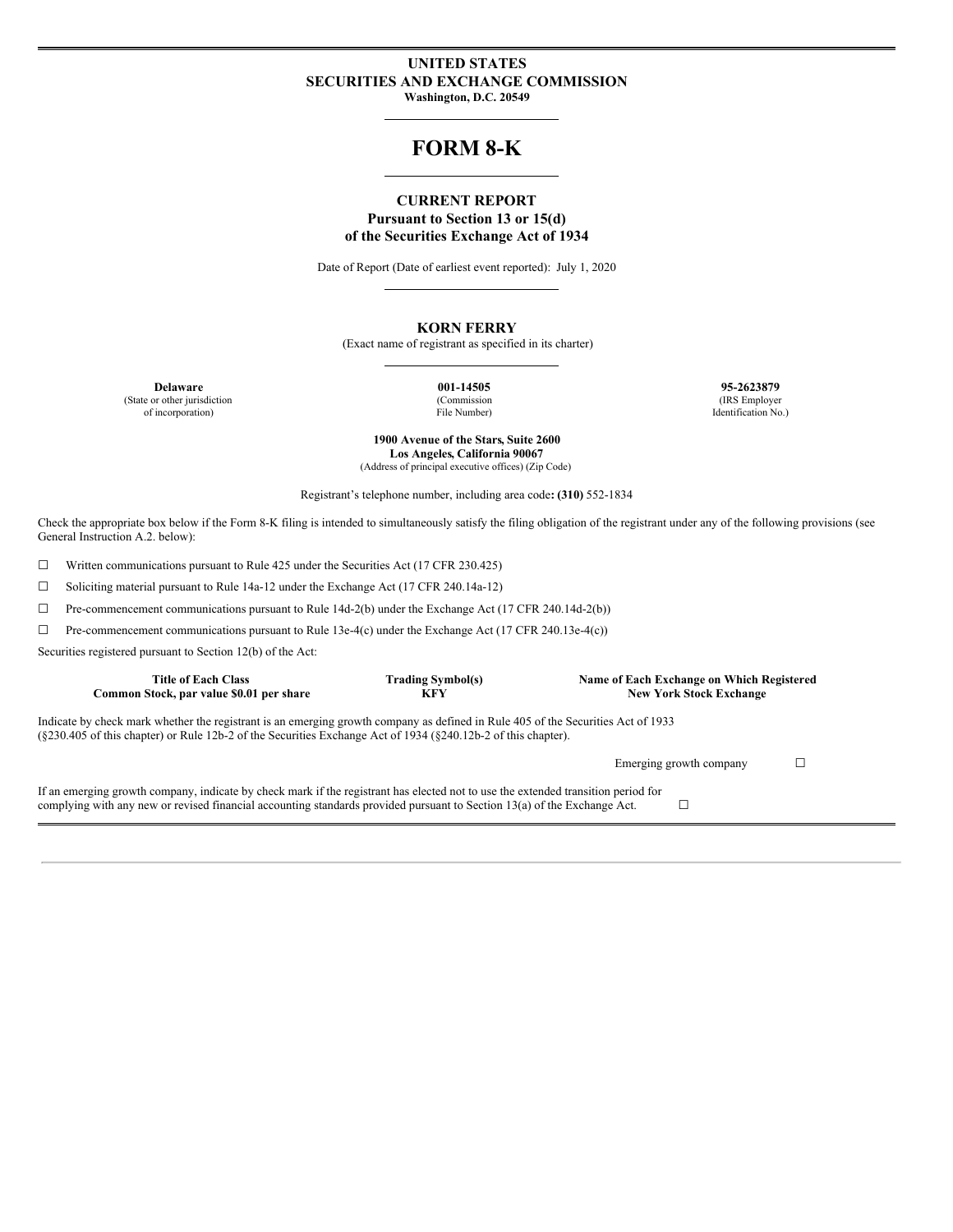# UNITED STATES
# SECURITIES AND EXCHANGE COMMISSION

**Washington, D.C. 20549**

# FORM 8-K

## CURRENT REPORT

**Pursuant to Section 13 or 15(d)**
**of the Securities Exchange Act of 1934**

Date of Report (Date of earliest event reported): July 1, 2020

## KORN FERRY

(Exact name of registrant as specified in its charter)

| **Delaware** | **001-14505** | **95-2623879** |
|---|---|---|
| (State or other jurisdiction of incorporation) | (Commission File Number) | (IRS Employer Identification No.) |

**1900 Avenue of the Stars, Suite 2600**
**Los Angeles, California 90067**
(Address of principal executive offices) (Zip Code)

Registrant's telephone number, including area code**: (310)** 552-1834

Check the appropriate box below if the Form 8-K filing is intended to simultaneously satisfy the filing obligation of the registrant under any of the following provisions (see General Instruction A.2. below):

☐ Written communications pursuant to Rule 425 under the Securities Act (17 CFR 230.425)

☐ Soliciting material pursuant to Rule 14a-12 under the Exchange Act (17 CFR 240.14a-12)

☐ Pre-commencement communications pursuant to Rule 14d-2(b) under the Exchange Act (17 CFR 240.14d-2(b))

☐ Pre-commencement communications pursuant to Rule 13e-4(c) under the Exchange Act (17 CFR 240.13e-4(c))

Securities registered pursuant to Section 12(b) of the Act:

| Title of Each Class | Trading Symbol(s) | Name of Each Exchange on Which Registered |
|---|---|---|
| **Common Stock, par value $0.01 per share** | **KFY** | **New York Stock Exchange** |

Indicate by check mark whether the registrant is an emerging growth company as defined in Rule 405 of the Securities Act of 1933 (§230.405 of this chapter) or Rule 12b-2 of the Securities Exchange Act of 1934 (§240.12b-2 of this chapter).

Emerging growth company ☐

If an emerging growth company, indicate by check mark if the registrant has elected not to use the extended transition period for complying with any new or revised financial accounting standards provided pursuant to Section 13(a) of the Exchange Act. ☐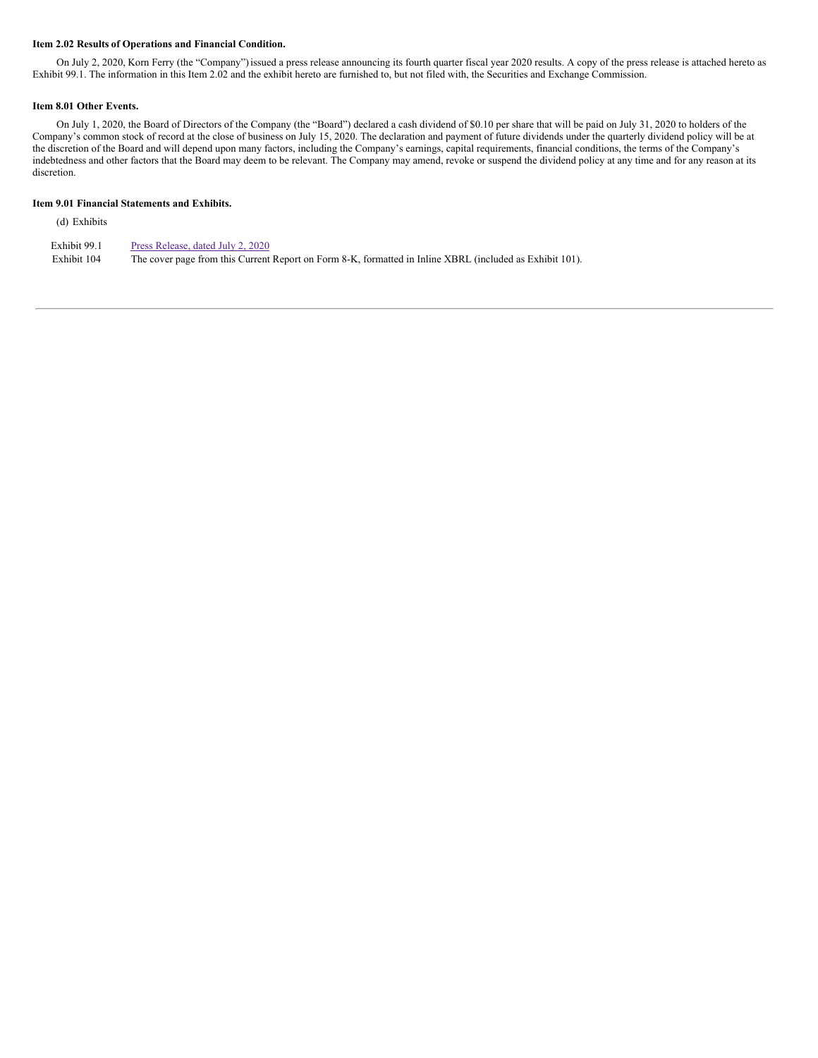**Item 2.02 Results of Operations and Financial Condition.**

On July 2, 2020, Korn Ferry (the "Company") issued a press release announcing its fourth quarter fiscal year 2020 results. A copy of the press release is attached hereto as Exhibit 99.1. The information in this Item 2.02 and the exhibit hereto are furnished to, but not filed with, the Securities and Exchange Commission.

**Item 8.01 Other Events.**

On July 1, 2020, the Board of Directors of the Company (the "Board") declared a cash dividend of $0.10 per share that will be paid on July 31, 2020 to holders of the Company's common stock of record at the close of business on July 15, 2020. The declaration and payment of future dividends under the quarterly dividend policy will be at the discretion of the Board and will depend upon many factors, including the Company's earnings, capital requirements, financial conditions, the terms of the Company's indebtedness and other factors that the Board may deem to be relevant. The Company may amend, revoke or suspend the dividend policy at any time and for any reason at its discretion.

**Item 9.01 Financial Statements and Exhibits.**

(d) Exhibits

| | |
|---|---|
| Exhibit 99.1 | Press Release, dated July 2, 2020 |
| Exhibit 104 | The cover page from this Current Report on Form 8-K, formatted in Inline XBRL (included as Exhibit 101). |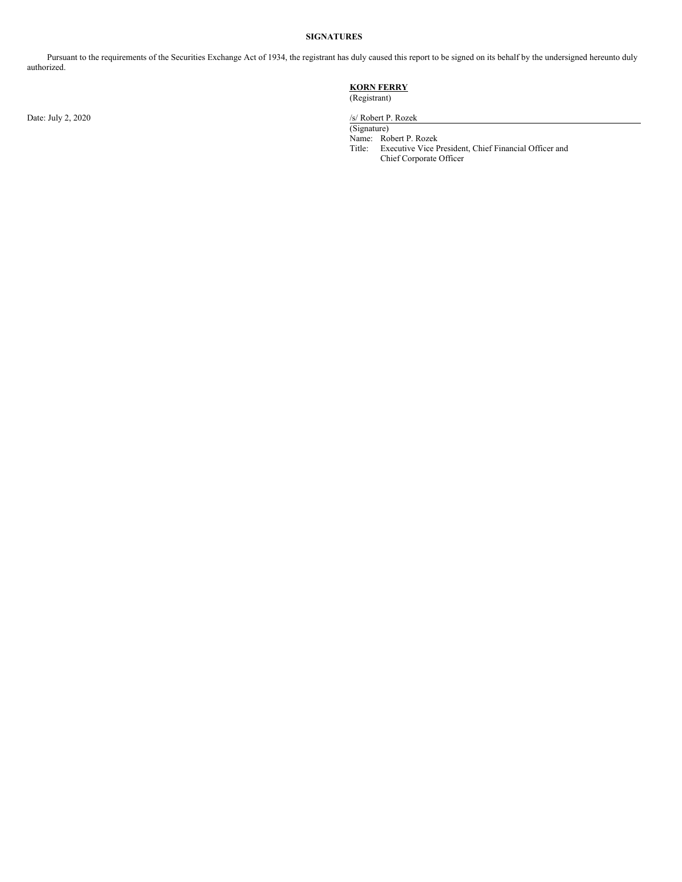**SIGNATURES**

Pursuant to the requirements of the Securities Exchange Act of 1934, the registrant has duly caused this report to be signed on its behalf by the undersigned hereunto duly authorized.

**KORN FERRY**
(Registrant)

Date: July 2, 2020

/s/ Robert P. Rozek
(Signature)
Name: Robert P. Rozek
Title: Executive Vice President, Chief Financial Officer and Chief Corporate Officer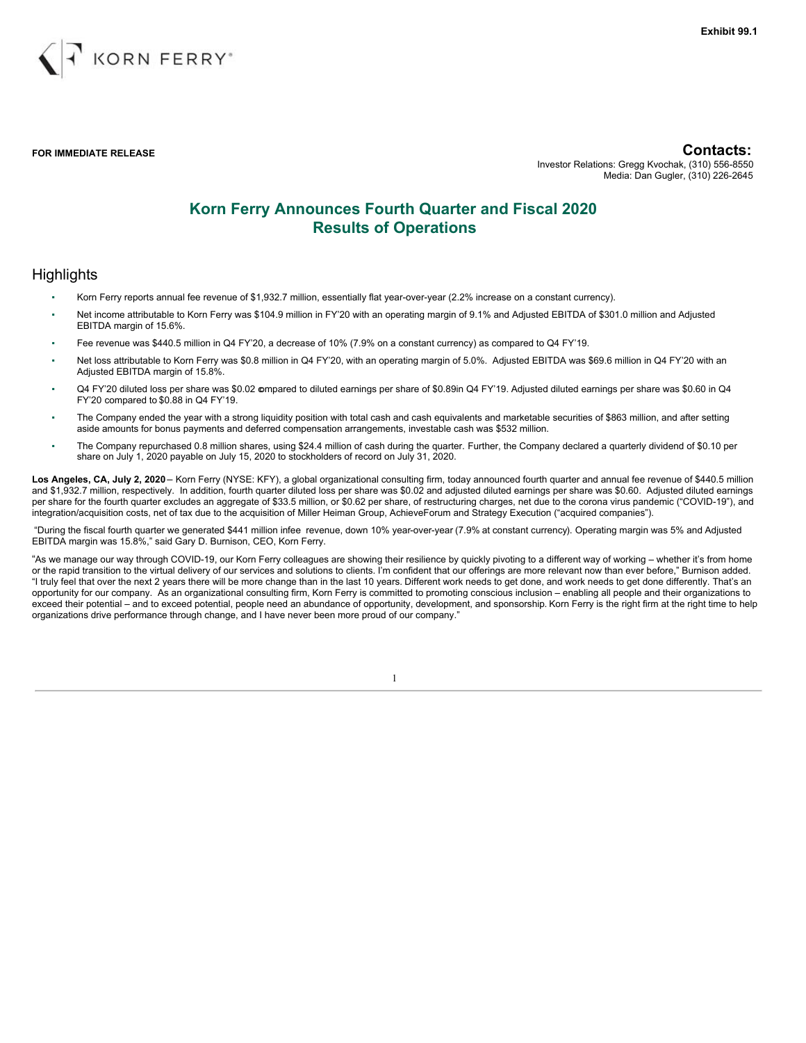Exhibit 99.1

KORN FERRY®

**FOR IMMEDIATE RELEASE**

**Contacts:**
Investor Relations: Gregg Kvochak, (310) 556-8550
Media: Dan Gugler, (310) 226-2645

# Korn Ferry Announces Fourth Quarter and Fiscal 2020 Results of Operations

## Highlights

- Korn Ferry reports annual fee revenue of $1,932.7 million, essentially flat year-over-year (2.2% increase on a constant currency).
- Net income attributable to Korn Ferry was $104.9 million in FY'20 with an operating margin of 9.1% and Adjusted EBITDA of $301.0 million and Adjusted EBITDA margin of 15.6%.
- Fee revenue was $440.5 million in Q4 FY'20, a decrease of 10% (7.9% on a constant currency) as compared to Q4 FY'19.
- Net loss attributable to Korn Ferry was $0.8 million in Q4 FY'20, with an operating margin of 5.0%. Adjusted EBITDA was $69.6 million in Q4 FY'20 with an Adjusted EBITDA margin of 15.8%.
- Q4 FY'20 diluted loss per share was $0.02 compared to diluted earnings per share of $0.89in Q4 FY'19. Adjusted diluted earnings per share was $0.60 in Q4 FY'20 compared to $0.88 in Q4 FY'19.
- The Company ended the year with a strong liquidity position with total cash and cash equivalents and marketable securities of $863 million, and after setting aside amounts for bonus payments and deferred compensation arrangements, investable cash was $532 million.
- The Company repurchased 0.8 million shares, using $24.4 million of cash during the quarter. Further, the Company declared a quarterly dividend of $0.10 per share on July 1, 2020 payable on July 15, 2020 to stockholders of record on July 31, 2020.

**Los Angeles, CA, July 2, 2020** – Korn Ferry (NYSE: KFY), a global organizational consulting firm, today announced fourth quarter and annual fee revenue of $440.5 million and $1,932.7 million, respectively. In addition, fourth quarter diluted loss per share was $0.02 and adjusted diluted earnings per share was $0.60. Adjusted diluted earnings per share for the fourth quarter excludes an aggregate of $33.5 million, or $0.62 per share, of restructuring charges, net due to the corona virus pandemic ("COVID-19"), and integration/acquisition costs, net of tax due to the acquisition of Miller Heiman Group, AchieveForum and Strategy Execution ("acquired companies").

"During the fiscal fourth quarter we generated $441 million infee revenue, down 10% year-over-year (7.9% at constant currency). Operating margin was 5% and Adjusted EBITDA margin was 15.8%," said Gary D. Burnison, CEO, Korn Ferry.

"As we manage our way through COVID-19, our Korn Ferry colleagues are showing their resilience by quickly pivoting to a different way of working – whether it's from home or the rapid transition to the virtual delivery of our services and solutions to clients. I'm confident that our offerings are more relevant now than ever before," Burnison added. "I truly feel that over the next 2 years there will be more change than in the last 10 years. Different work needs to get done, and work needs to get done differently. That's an opportunity for our company. As an organizational consulting firm, Korn Ferry is committed to promoting conscious inclusion – enabling all people and their organizations to exceed their potential – and to exceed potential, people need an abundance of opportunity, development, and sponsorship. Korn Ferry is the right firm at the right time to help organizations drive performance through change, and I have never been more proud of our company."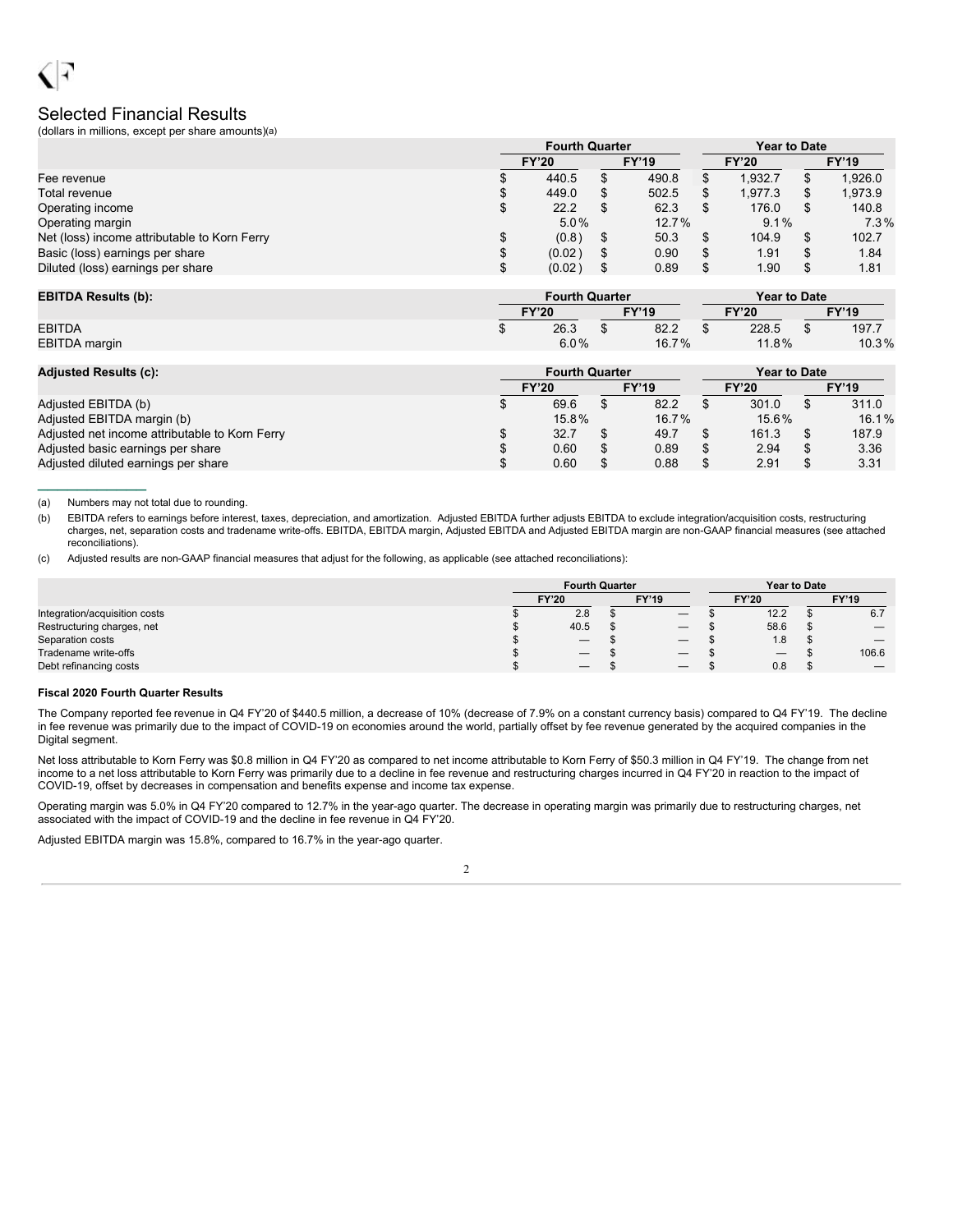## Selected Financial Results

(dollars in millions, except per share amounts)(a)

| | Fourth Quarter | | Year to Date | |
|---|---|---|---|---|
| | FY'20 | FY'19 | FY'20 | FY'19 |
| Fee revenue | $ 440.5 | $ 490.8 | $ 1,932.7 | $ 1,926.0 |
| Total revenue | $ 449.0 | $ 502.5 | $ 1,977.3 | $ 1,973.9 |
| Operating income | $ 22.2 | $ 62.3 | $ 176.0 | $ 140.8 |
| Operating margin | 5.0% | 12.7% | 9.1% | 7.3% |
| Net (loss) income attributable to Korn Ferry | $ (0.8) | $ 50.3 | $ 104.9 | $ 102.7 |
| Basic (loss) earnings per share | $ (0.02) | $ 0.90 | $ 1.91 | $ 1.84 |
| Diluted (loss) earnings per share | $ (0.02) | $ 0.89 | $ 1.90 | $ 1.81 |

| EBITDA Results (b): | Fourth Quarter | | Year to Date | |
|---|---|---|---|---|
| | FY'20 | FY'19 | FY'20 | FY'19 |
| EBITDA | $ 26.3 | $ 82.2 | $ 228.5 | $ 197.7 |
| EBITDA margin | 6.0% | 16.7% | 11.8% | 10.3% |

| Adjusted Results (c): | Fourth Quarter | | Year to Date | |
|---|---|---|---|---|
| | FY'20 | FY'19 | FY'20 | FY'19 |
| Adjusted EBITDA (b) | $ 69.6 | $ 82.2 | $ 301.0 | $ 311.0 |
| Adjusted EBITDA margin (b) | 15.8% | 16.7% | 15.6% | 16.1% |
| Adjusted net income attributable to Korn Ferry | $ 32.7 | $ 49.7 | $ 161.3 | $ 187.9 |
| Adjusted basic earnings per share | $ 0.60 | $ 0.89 | $ 2.94 | $ 3.36 |
| Adjusted diluted earnings per share | $ 0.60 | $ 0.88 | $ 2.91 | $ 3.31 |

(a) Numbers may not total due to rounding.

(b) EBITDA refers to earnings before interest, taxes, depreciation, and amortization. Adjusted EBITDA further adjusts EBITDA to exclude integration/acquisition costs, restructuring charges, net, separation costs and tradename write-offs. EBITDA, EBITDA margin, Adjusted EBITDA and Adjusted EBITDA margin are non-GAAP financial measures (see attached reconciliations).

(c) Adjusted results are non-GAAP financial measures that adjust for the following, as applicable (see attached reconciliations):

| | Fourth Quarter | | Year to Date | |
|---|---|---|---|---|
| | FY'20 | FY'19 | FY'20 | FY'19 |
| Integration/acquisition costs | $ 2.8 | $ — | $ 12.2 | $ 6.7 |
| Restructuring charges, net | $ 40.5 | $ — | $ 58.6 | $ — |
| Separation costs | $ — | $ — | $ 1.8 | $ — |
| Tradename write-offs | $ — | $ — | $ — | $ 106.6 |
| Debt refinancing costs | $ — | $ — | $ 0.8 | $ — |

### Fiscal 2020 Fourth Quarter Results

The Company reported fee revenue in Q4 FY'20 of $440.5 million, a decrease of 10% (decrease of 7.9% on a constant currency basis) compared to Q4 FY'19. The decline in fee revenue was primarily due to the impact of COVID-19 on economies around the world, partially offset by fee revenue generated by the acquired companies in the Digital segment.

Net loss attributable to Korn Ferry was $0.8 million in Q4 FY'20 as compared to net income attributable to Korn Ferry of $50.3 million in Q4 FY'19. The change from net income to a net loss attributable to Korn Ferry was primarily due to a decline in fee revenue and restructuring charges incurred in Q4 FY'20 in reaction to the impact of COVID-19, offset by decreases in compensation and benefits expense and income tax expense.

Operating margin was 5.0% in Q4 FY'20 compared to 12.7% in the year-ago quarter. The decrease in operating margin was primarily due to restructuring charges, net associated with the impact of COVID-19 and the decline in fee revenue in Q4 FY'20.

Adjusted EBITDA margin was 15.8%, compared to 16.7% in the year-ago quarter.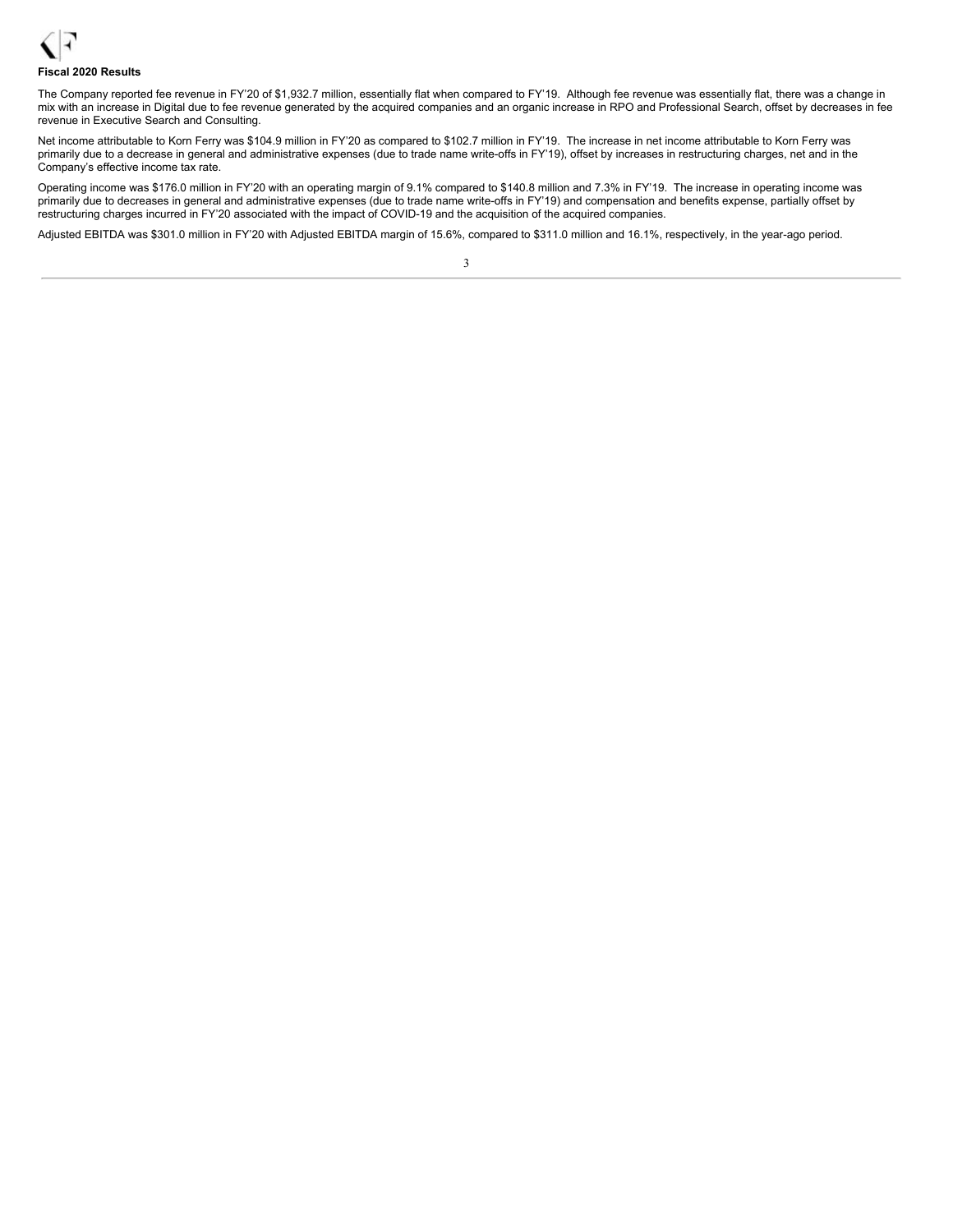### Fiscal 2020 Results

The Company reported fee revenue in FY'20 of $1,932.7 million, essentially flat when compared to FY'19. Although fee revenue was essentially flat, there was a change in mix with an increase in Digital due to fee revenue generated by the acquired companies and an organic increase in RPO and Professional Search, offset by decreases in fee revenue in Executive Search and Consulting.

Net income attributable to Korn Ferry was $104.9 million in FY'20 as compared to $102.7 million in FY'19. The increase in net income attributable to Korn Ferry was primarily due to a decrease in general and administrative expenses (due to trade name write-offs in FY'19), offset by increases in restructuring charges, net and in the Company's effective income tax rate.

Operating income was $176.0 million in FY'20 with an operating margin of 9.1% compared to $140.8 million and 7.3% in FY'19. The increase in operating income was primarily due to decreases in general and administrative expenses (due to trade name write-offs in FY'19) and compensation and benefits expense, partially offset by restructuring charges incurred in FY'20 associated with the impact of COVID-19 and the acquisition of the acquired companies.

Adjusted EBITDA was $301.0 million in FY'20 with Adjusted EBITDA margin of 15.6%, compared to $311.0 million and 16.1%, respectively, in the year-ago period.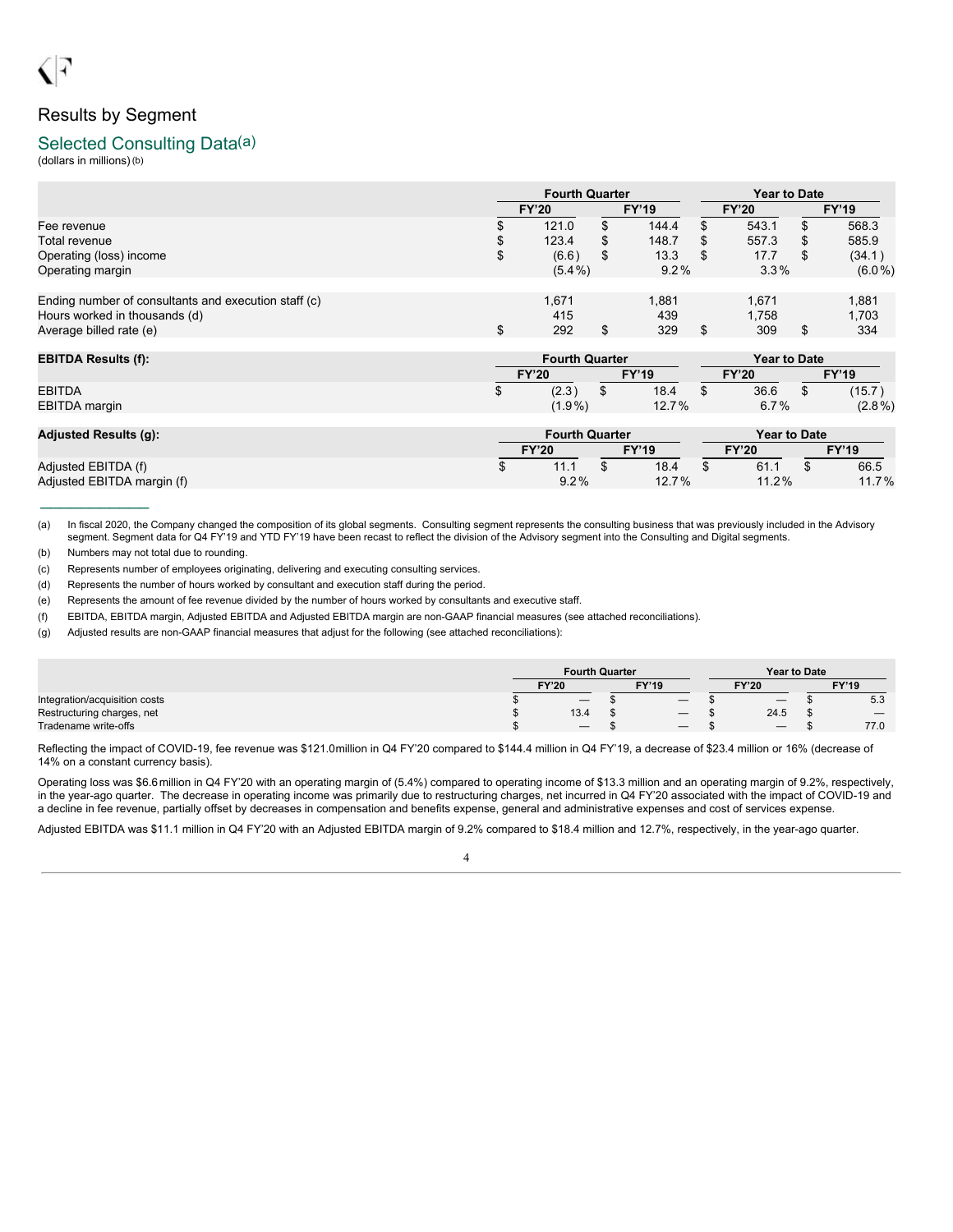## Results by Segment

### Selected Consulting Data[(a)]

(dollars in millions) (b)

| | Fourth Quarter | | Year to Date | |
|---|---|---|---|---|
| | FY'20 | FY'19 | FY'20 | FY'19 |
| Fee revenue | $ 121.0 | $ 144.4 | $ 543.1 | $ 568.3 |
| Total revenue | $ 123.4 | $ 148.7 | $ 557.3 | $ 585.9 |
| Operating (loss) income | $ (6.6) | $ 13.3 | $ 17.7 | $ (34.1) |
| Operating margin | (5.4%) | 9.2% | 3.3% | (6.0%) |
| | | | | |
| Ending number of consultants and execution staff (c) | 1,671 | 1,881 | 1,671 | 1,881 |
| Hours worked in thousands (d) | 415 | 439 | 1,758 | 1,703 |
| Average billed rate (e) | $ 292 | $ 329 | $ 309 | $ 334 |

| EBITDA Results (f): | Fourth Quarter | | Year to Date | |
|---|---|---|---|---|
| | FY'20 | FY'19 | FY'20 | FY'19 |
| EBITDA | $ (2.3) | $ 18.4 | $ 36.6 | $ (15.7) |
| EBITDA margin | (1.9%) | 12.7% | 6.7% | (2.8%) |

| Adjusted Results (g): | Fourth Quarter | | Year to Date | |
|---|---|---|---|---|
| | FY'20 | FY'19 | FY'20 | FY'19 |
| Adjusted EBITDA (f) | $ 11.1 | $ 18.4 | $ 61.1 | $ 66.5 |
| Adjusted EBITDA margin (f) | 9.2% | 12.7% | 11.2% | 11.7% |

(a) In fiscal 2020, the Company changed the composition of its global segments. Consulting segment represents the consulting business that was previously included in the Advisory segment. Segment data for Q4 FY'19 and YTD FY'19 have been recast to reflect the division of the Advisory segment into the Consulting and Digital segments.

(b) Numbers may not total due to rounding.

(c) Represents number of employees originating, delivering and executing consulting services.

(d) Represents the number of hours worked by consultant and execution staff during the period.

(e) Represents the amount of fee revenue divided by the number of hours worked by consultants and executive staff.

(f) EBITDA, EBITDA margin, Adjusted EBITDA and Adjusted EBITDA margin are non-GAAP financial measures (see attached reconciliations).

(g) Adjusted results are non-GAAP financial measures that adjust for the following (see attached reconciliations):

| | Fourth Quarter | | Year to Date | |
|---|---|---|---|---|
| | FY'20 | FY'19 | FY'20 | FY'19 |
| Integration/acquisition costs | $ — | $ — | $ — | $ 5.3 |
| Restructuring charges, net | $ 13.4 | $ — | $ 24.5 | $ — |
| Tradename write-offs | $ — | $ — | $ — | $ 77.0 |

Reflecting the impact of COVID-19, fee revenue was $121.0million in Q4 FY'20 compared to $144.4 million in Q4 FY'19, a decrease of $23.4 million or 16% (decrease of 14% on a constant currency basis).

Operating loss was $6.6million in Q4 FY'20 with an operating margin of (5.4%) compared to operating income of $13.3 million and an operating margin of 9.2%, respectively, in the year-ago quarter. The decrease in operating income was primarily due to restructuring charges, net incurred in Q4 FY'20 associated with the impact of COVID-19 and a decline in fee revenue, partially offset by decreases in compensation and benefits expense, general and administrative expenses and cost of services expense.

Adjusted EBITDA was $11.1 million in Q4 FY'20 with an Adjusted EBITDA margin of 9.2% compared to $18.4 million and 12.7%, respectively, in the year-ago quarter.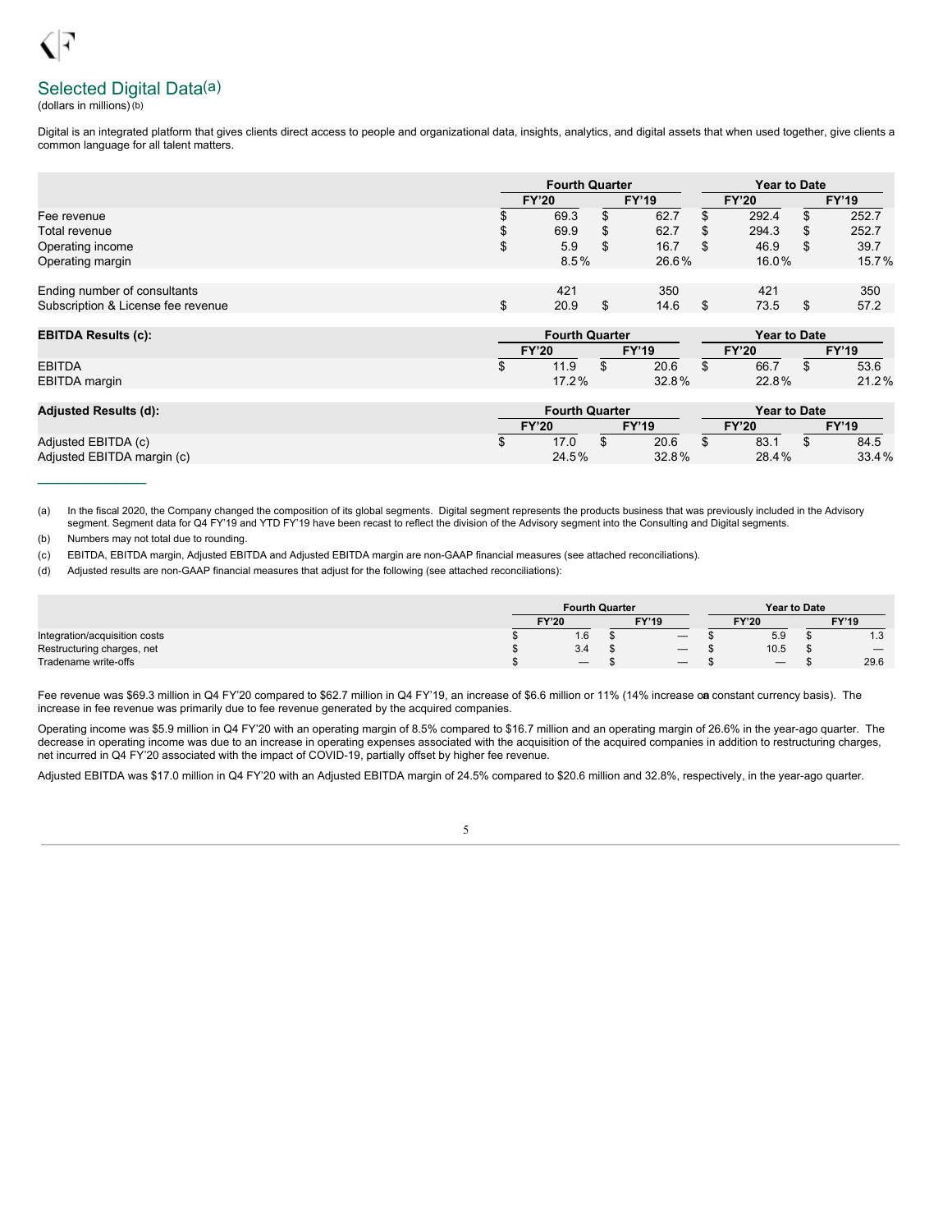## Selected Digital Data(a)

(dollars in millions) (b)

Digital is an integrated platform that gives clients direct access to people and organizational data, insights, analytics, and digital assets that when used together, give clients a common language for all talent matters.

| | Fourth Quarter | | Year to Date | |
|---|---|---|---|---|
| | FY'20 | FY'19 | FY'20 | FY'19 |
| Fee revenue | $ 69.3 | $ 62.7 | $ 292.4 | $ 252.7 |
| Total revenue | $ 69.9 | $ 62.7 | $ 294.3 | $ 252.7 |
| Operating income | $ 5.9 | $ 16.7 | $ 46.9 | $ 39.7 |
| Operating margin | 8.5% | 26.6% | 16.0% | 15.7% |
| | | | | |
| Ending number of consultants | 421 | 350 | 421 | 350 |
| Subscription & License fee revenue | $ 20.9 | $ 14.6 | $ 73.5 | $ 57.2 |

| EBITDA Results (c): | Fourth Quarter | | Year to Date | |
|---|---|---|---|---|
| | FY'20 | FY'19 | FY'20 | FY'19 |
| EBITDA | $ 11.9 | $ 20.6 | $ 66.7 | $ 53.6 |
| EBITDA margin | 17.2% | 32.8% | 22.8% | 21.2% |

| Adjusted Results (d): | Fourth Quarter | | Year to Date | |
|---|---|---|---|---|
| | FY'20 | FY'19 | FY'20 | FY'19 |
| Adjusted EBITDA (c) | $ 17.0 | $ 20.6 | $ 83.1 | $ 84.5 |
| Adjusted EBITDA margin (c) | 24.5% | 32.8% | 28.4% | 33.4% |

(a) In the fiscal 2020, the Company changed the composition of its global segments. Digital segment represents the products business that was previously included in the Advisory segment. Segment data for Q4 FY'19 and YTD FY'19 have been recast to reflect the division of the Advisory segment into the Consulting and Digital segments.

(b) Numbers may not total due to rounding.

(c) EBITDA, EBITDA margin, Adjusted EBITDA and Adjusted EBITDA margin are non-GAAP financial measures (see attached reconciliations).

(d) Adjusted results are non-GAAP financial measures that adjust for the following (see attached reconciliations):

| | Fourth Quarter | | Year to Date | |
|---|---|---|---|---|
| | FY'20 | FY'19 | FY'20 | FY'19 |
| Integration/acquisition costs | $ 1.6 | $ — | $ 5.9 | $ 1.3 |
| Restructuring charges, net | $ 3.4 | $ — | $ 10.5 | $ — |
| Tradename write-offs | $ — | $ — | $ — | $ 29.6 |

Fee revenue was $69.3 million in Q4 FY'20 compared to $62.7 million in Q4 FY'19, an increase of $6.6 million or 11% (14% increase on a constant currency basis). The increase in fee revenue was primarily due to fee revenue generated by the acquired companies.

Operating income was $5.9 million in Q4 FY'20 with an operating margin of 8.5% compared to $16.7 million and an operating margin of 26.6% in the year-ago quarter. The decrease in operating income was due to an increase in operating expenses associated with the acquisition of the acquired companies in addition to restructuring charges, net incurred in Q4 FY'20 associated with the impact of COVID-19, partially offset by higher fee revenue.

Adjusted EBITDA was $17.0 million in Q4 FY'20 with an Adjusted EBITDA margin of 24.5% compared to $20.6 million and 32.8%, respectively, in the year-ago quarter.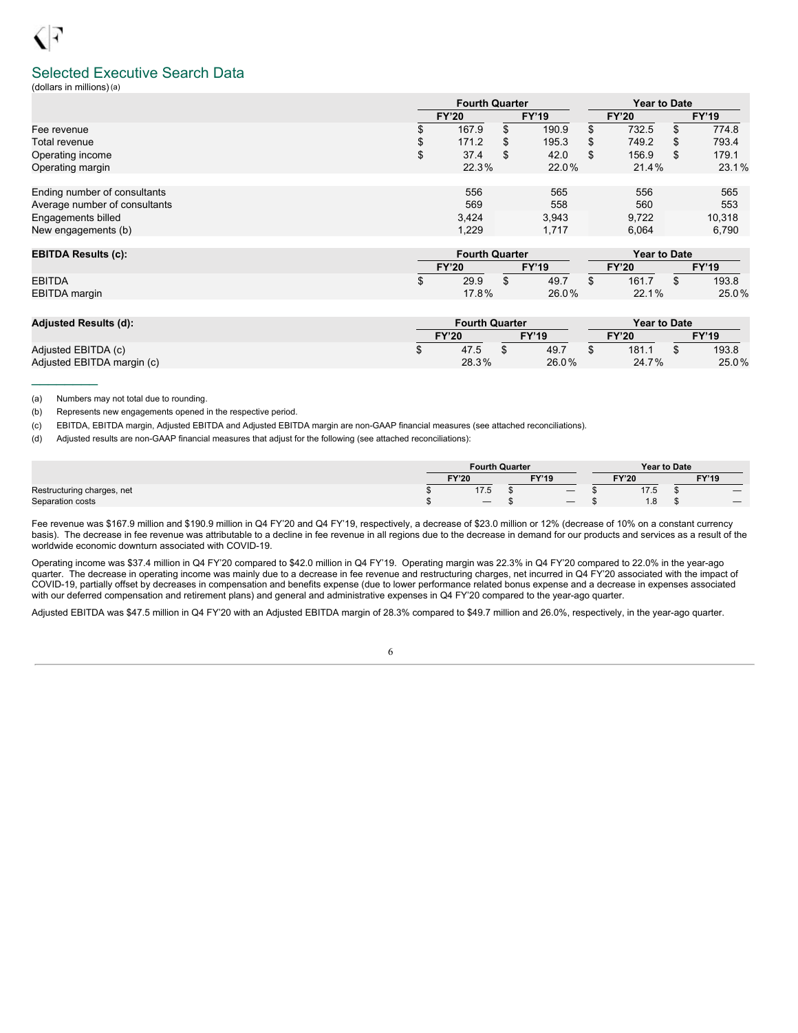## Selected Executive Search Data

(dollars in millions) (a)

| | Fourth Quarter | | Year to Date | |
|---|---|---|---|---|
| | FY'20 | FY'19 | FY'20 | FY'19 |
| Fee revenue | $ 167.9 | $ 190.9 | $ 732.5 | $ 774.8 |
| Total revenue | $ 171.2 | $ 195.3 | $ 749.2 | $ 793.4 |
| Operating income | $ 37.4 | $ 42.0 | $ 156.9 | $ 179.1 |
| Operating margin | 22.3% | 22.0% | 21.4% | 23.1% |
| | | | | |
| Ending number of consultants | 556 | 565 | 556 | 565 |
| Average number of consultants | 569 | 558 | 560 | 553 |
| Engagements billed | 3,424 | 3,943 | 9,722 | 10,318 |
| New engagements (b) | 1,229 | 1,717 | 6,064 | 6,790 |

| EBITDA Results (c): | Fourth Quarter | | Year to Date | |
|---|---|---|---|---|
| | FY'20 | FY'19 | FY'20 | FY'19 |
| EBITDA | $ 29.9 | $ 49.7 | $ 161.7 | $ 193.8 |
| EBITDA margin | 17.8% | 26.0% | 22.1% | 25.0% |

| Adjusted Results (d): | Fourth Quarter | | Year to Date | |
|---|---|---|---|---|
| | FY'20 | FY'19 | FY'20 | FY'19 |
| Adjusted EBITDA (c) | $ 47.5 | $ 49.7 | $ 181.1 | $ 193.8 |
| Adjusted EBITDA margin (c) | 28.3% | 26.0% | 24.7% | 25.0% |

(a) Numbers may not total due to rounding.

(b) Represents new engagements opened in the respective period.

(c) EBITDA, EBITDA margin, Adjusted EBITDA and Adjusted EBITDA margin are non-GAAP financial measures (see attached reconciliations).

(d) Adjusted results are non-GAAP financial measures that adjust for the following (see attached reconciliations):

| | Fourth Quarter | | Year to Date | |
|---|---|---|---|---|
| | FY'20 | FY'19 | FY'20 | FY'19 |
| Restructuring charges, net | $ 17.5 | $ — | $ 17.5 | $ — |
| Separation costs | $ — | $ — | $ 1.8 | $ — |

Fee revenue was $167.9 million and $190.9 million in Q4 FY'20 and Q4 FY'19, respectively, a decrease of $23.0 million or 12% (decrease of 10% on a constant currency basis). The decrease in fee revenue was attributable to a decline in fee revenue in all regions due to the decrease in demand for our products and services as a result of the worldwide economic downturn associated with COVID-19.

Operating income was $37.4 million in Q4 FY'20 compared to $42.0 million in Q4 FY'19. Operating margin was 22.3% in Q4 FY'20 compared to 22.0% in the year-ago quarter. The decrease in operating income was mainly due to a decrease in fee revenue and restructuring charges, net incurred in Q4 FY'20 associated with the impact of COVID-19, partially offset by decreases in compensation and benefits expense (due to lower performance related bonus expense and a decrease in expenses associated with our deferred compensation and retirement plans) and general and administrative expenses in Q4 FY'20 compared to the year-ago quarter.

Adjusted EBITDA was $47.5 million in Q4 FY'20 with an Adjusted EBITDA margin of 28.3% compared to $49.7 million and 26.0%, respectively, in the year-ago quarter.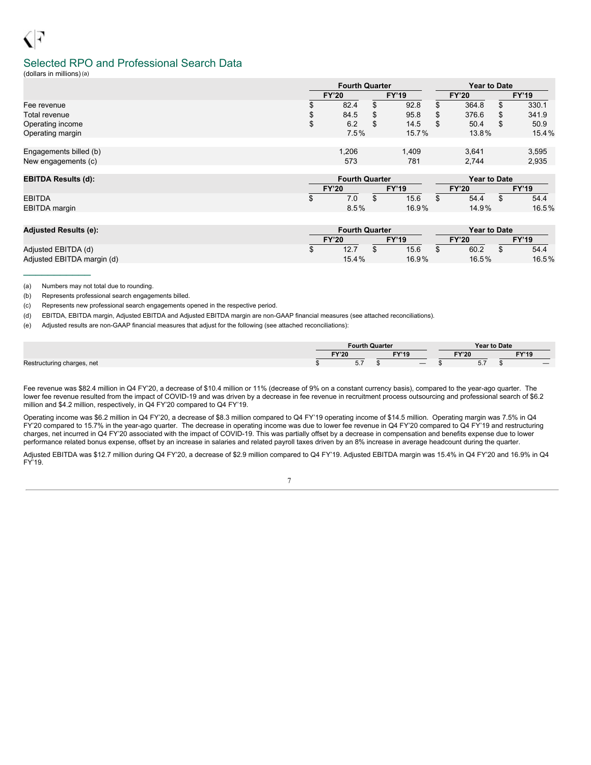## Selected RPO and Professional Search Data

(dollars in millions) (a)

| | Fourth Quarter | | Year to Date | |
|---|---|---|---|---|
| | FY'20 | FY'19 | FY'20 | FY'19 |
| Fee revenue | $ 82.4 | $ 92.8 | $ 364.8 | $ 330.1 |
| Total revenue | $ 84.5 | $ 95.8 | $ 376.6 | $ 341.9 |
| Operating income | $ 6.2 | $ 14.5 | $ 50.4 | $ 50.9 |
| Operating margin | 7.5% | 15.7% | 13.8% | 15.4% |
| | | | | |
| Engagements billed (b) | 1,206 | 1,409 | 3,641 | 3,595 |
| New engagements (c) | 573 | 781 | 2,744 | 2,935 |

| EBITDA Results (d): | Fourth Quarter | | Year to Date | |
|---|---|---|---|---|
| | FY'20 | FY'19 | FY'20 | FY'19 |
| EBITDA | $ 7.0 | $ 15.6 | $ 54.4 | $ 54.4 |
| EBITDA margin | 8.5% | 16.9% | 14.9% | 16.5% |

| Adjusted Results (e): | Fourth Quarter | | Year to Date | |
|---|---|---|---|---|
| | FY'20 | FY'19 | FY'20 | FY'19 |
| Adjusted EBITDA (d) | $ 12.7 | $ 15.6 | $ 60.2 | $ 54.4 |
| Adjusted EBITDA margin (d) | 15.4% | 16.9% | 16.5% | 16.5% |

---

(a) Numbers may not total due to rounding.

(b) Represents professional search engagements billed.

(c) Represents new professional search engagements opened in the respective period.

(d) EBITDA, EBITDA margin, Adjusted EBITDA and Adjusted EBITDA margin are non-GAAP financial measures (see attached reconciliations).

(e) Adjusted results are non-GAAP financial measures that adjust for the following (see attached reconciliations):

| | Fourth Quarter | | Year to Date | |
|---|---|---|---|---|
| | FY'20 | FY'19 | FY'20 | FY'19 |
| Restructuring charges, net | $ 5.7 | $ — | $ 5.7 | $ — |

Fee revenue was $82.4 million in Q4 FY'20, a decrease of $10.4 million or 11% (decrease of 9% on a constant currency basis), compared to the year-ago quarter. The lower fee revenue resulted from the impact of COVID-19 and was driven by a decrease in fee revenue in recruitment process outsourcing and professional search of $6.2 million and $4.2 million, respectively, in Q4 FY'20 compared to Q4 FY'19.

Operating income was $6.2 million in Q4 FY'20, a decrease of $8.3 million compared to Q4 FY'19 operating income of $14.5 million. Operating margin was 7.5% in Q4 FY'20 compared to 15.7% in the year-ago quarter. The decrease in operating income was due to lower fee revenue in Q4 FY'20 compared to Q4 FY'19 and restructuring charges, net incurred in Q4 FY'20 associated with the impact of COVID-19. This was partially offset by a decrease in compensation and benefits expense due to lower performance related bonus expense, offset by an increase in salaries and related payroll taxes driven by an 8% increase in average headcount during the quarter.

Adjusted EBITDA was $12.7 million during Q4 FY'20, a decrease of $2.9 million compared to Q4 FY'19. Adjusted EBITDA margin was 15.4% in Q4 FY'20 and 16.9% in Q4 FY'19.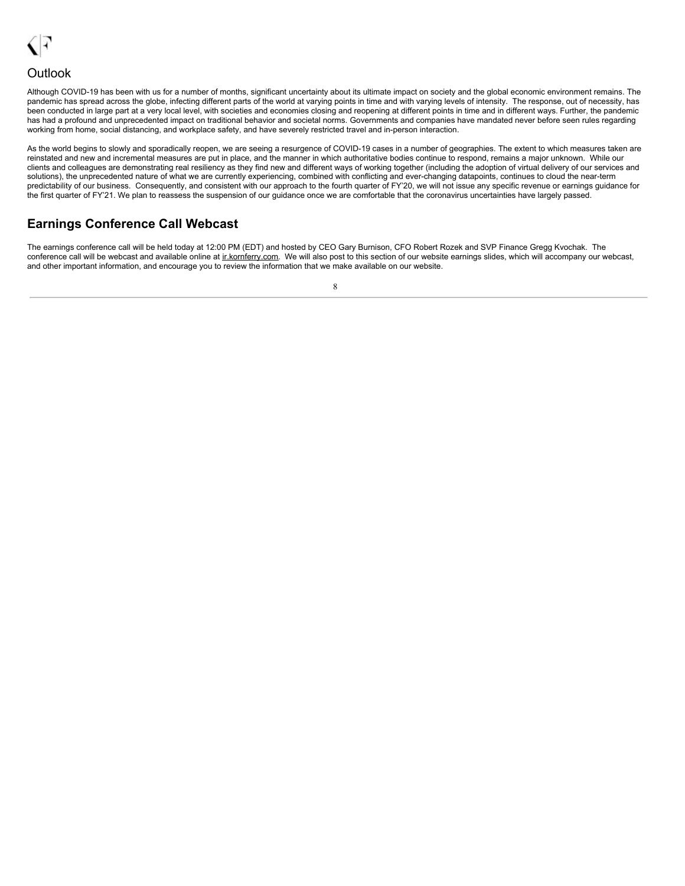## Outlook

Although COVID-19 has been with us for a number of months, significant uncertainty about its ultimate impact on society and the global economic environment remains. The pandemic has spread across the globe, infecting different parts of the world at varying points in time and with varying levels of intensity. The response, out of necessity, has been conducted in large part at a very local level, with societies and economies closing and reopening at different points in time and in different ways. Further, the pandemic has had a profound and unprecedented impact on traditional behavior and societal norms. Governments and companies have mandated never before seen rules regarding working from home, social distancing, and workplace safety, and have severely restricted travel and in-person interaction.

As the world begins to slowly and sporadically reopen, we are seeing a resurgence of COVID-19 cases in a number of geographies. The extent to which measures taken are reinstated and new and incremental measures are put in place, and the manner in which authoritative bodies continue to respond, remains a major unknown. While our clients and colleagues are demonstrating real resiliency as they find new and different ways of working together (including the adoption of virtual delivery of our services and solutions), the unprecedented nature of what we are currently experiencing, combined with conflicting and ever-changing datapoints, continues to cloud the near-term predictability of our business. Consequently, and consistent with our approach to the fourth quarter of FY'20, we will not issue any specific revenue or earnings guidance for the first quarter of FY'21. We plan to reassess the suspension of our guidance once we are comfortable that the coronavirus uncertainties have largely passed.

## Earnings Conference Call Webcast

The earnings conference call will be held today at 12:00 PM (EDT) and hosted by CEO Gary Burnison, CFO Robert Rozek and SVP Finance Gregg Kvochak. The conference call will be webcast and available online at ir.kornferry.com. We will also post to this section of our website earnings slides, which will accompany our webcast, and other important information, and encourage you to review the information that we make available on our website.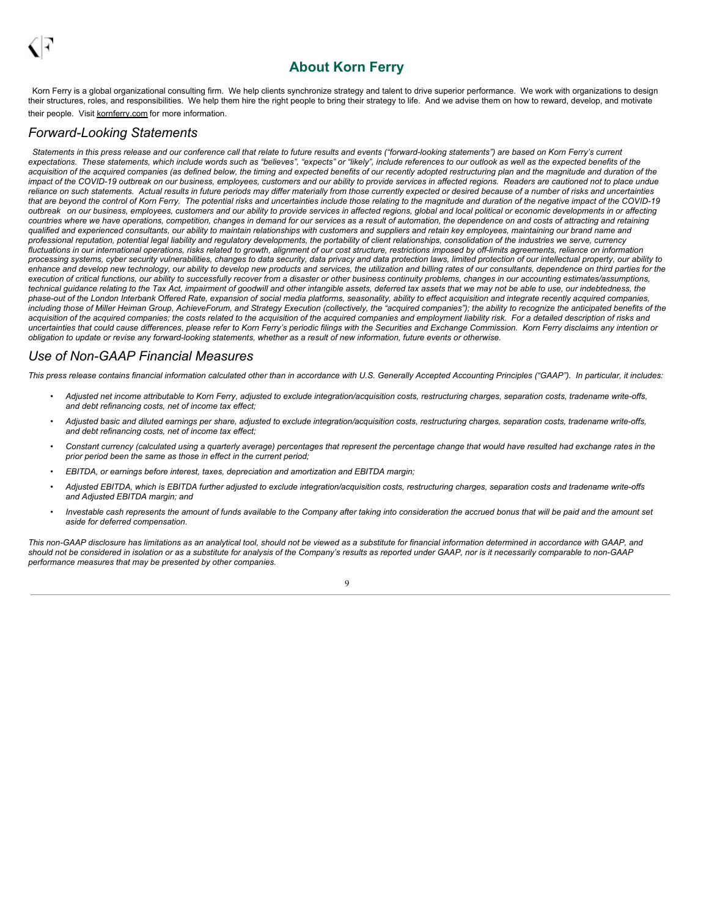# About Korn Ferry

Korn Ferry is a global organizational consulting firm. We help clients synchronize strategy and talent to drive superior performance. We work with organizations to design their structures, roles, and responsibilities. We help them hire the right people to bring their strategy to life. And we advise them on how to reward, develop, and motivate their people. Visit kornferry.com for more information.

## Forward-Looking Statements

*Statements in this press release and our conference call that relate to future results and events ("forward-looking statements") are based on Korn Ferry's current expectations. These statements, which include words such as "believes", "expects" or "likely", include references to our outlook as well as the expected benefits of the acquisition of the acquired companies (as defined below, the timing and expected benefits of our recently adopted restructuring plan and the magnitude and duration of the impact of the COVID-19 outbreak on our business, employees, customers and our ability to provide services in affected regions. Readers are cautioned not to place undue reliance on such statements. Actual results in future periods may differ materially from those currently expected or desired because of a number of risks and uncertainties that are beyond the control of Korn Ferry. The potential risks and uncertainties include those relating to the magnitude and duration of the negative impact of the COVID-19 outbreak on our business, employees, customers and our ability to provide services in affected regions, global and local political or economic developments in or affecting countries where we have operations, competition, changes in demand for our services as a result of automation, the dependence on and costs of attracting and retaining qualified and experienced consultants, our ability to maintain relationships with customers and suppliers and retain key employees, maintaining our brand name and professional reputation, potential legal liability and regulatory developments, the portability of client relationships, consolidation of the industries we serve, currency fluctuations in our international operations, risks related to growth, alignment of our cost structure, restrictions imposed by off-limits agreements, reliance on information processing systems, cyber security vulnerabilities, changes to data security, data privacy and data protection laws, limited protection of our intellectual property, our ability to enhance and develop new technology, our ability to develop new products and services, the utilization and billing rates of our consultants, dependence on third parties for the execution of critical functions, our ability to successfully recover from a disaster or other business continuity problems, changes in our accounting estimates/assumptions, technical guidance relating to the Tax Act, impairment of goodwill and other intangible assets, deferred tax assets that we may not be able to use, our indebtedness, the phase-out of the London Interbank Offered Rate, expansion of social media platforms, seasonality, ability to effect acquisition and integrate recently acquired companies, including those of Miller Heiman Group, AchieveForum, and Strategy Execution (collectively, the "acquired companies"); the ability to recognize the anticipated benefits of the acquisition of the acquired companies; the costs related to the acquisition of the acquired companies and employment liability risk. For a detailed description of risks and uncertainties that could cause differences, please refer to Korn Ferry's periodic filings with the Securities and Exchange Commission. Korn Ferry disclaims any intention or obligation to update or revise any forward-looking statements, whether as a result of new information, future events or otherwise.*

## Use of Non-GAAP Financial Measures

*This press release contains financial information calculated other than in accordance with U.S. Generally Accepted Accounting Principles ("GAAP"). In particular, it includes:*

- *Adjusted net income attributable to Korn Ferry, adjusted to exclude integration/acquisition costs, restructuring charges, separation costs, tradename write-offs, and debt refinancing costs, net of income tax effect;*
- *Adjusted basic and diluted earnings per share, adjusted to exclude integration/acquisition costs, restructuring charges, separation costs, tradename write-offs, and debt refinancing costs, net of income tax effect;*
- *Constant currency (calculated using a quarterly average) percentages that represent the percentage change that would have resulted had exchange rates in the prior period been the same as those in effect in the current period;*
- *EBITDA, or earnings before interest, taxes, depreciation and amortization and EBITDA margin;*
- *Adjusted EBITDA, which is EBITDA further adjusted to exclude integration/acquisition costs, restructuring charges, separation costs and tradename write-offs and Adjusted EBITDA margin; and*
- *Investable cash represents the amount of funds available to the Company after taking into consideration the accrued bonus that will be paid and the amount set aside for deferred compensation.*

*This non-GAAP disclosure has limitations as an analytical tool, should not be viewed as a substitute for financial information determined in accordance with GAAP, and should not be considered in isolation or as a substitute for analysis of the Company's results as reported under GAAP, nor is it necessarily comparable to non-GAAP performance measures that may be presented by other companies.*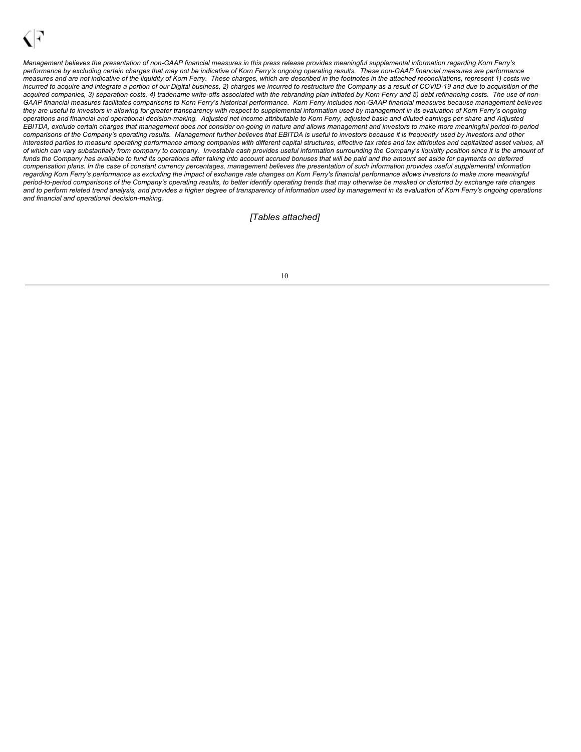*Management believes the presentation of non-GAAP financial measures in this press release provides meaningful supplemental information regarding Korn Ferry's performance by excluding certain charges that may not be indicative of Korn Ferry's ongoing operating results. These non-GAAP financial measures are performance measures and are not indicative of the liquidity of Korn Ferry. These charges, which are described in the footnotes in the attached reconciliations, represent 1) costs we incurred to acquire and integrate a portion of our Digital business, 2) charges we incurred to restructure the Company as a result of COVID-19 and due to acquisition of the acquired companies, 3) separation costs, 4) tradename write-offs associated with the rebranding plan initiated by Korn Ferry and 5) debt refinancing costs. The use of non-GAAP financial measures facilitates comparisons to Korn Ferry's historical performance. Korn Ferry includes non-GAAP financial measures because management believes they are useful to investors in allowing for greater transparency with respect to supplemental information used by management in its evaluation of Korn Ferry's ongoing operations and financial and operational decision-making. Adjusted net income attributable to Korn Ferry, adjusted basic and diluted earnings per share and Adjusted EBITDA, exclude certain charges that management does not consider on-going in nature and allows management and investors to make more meaningful period-to-period comparisons of the Company's operating results. Management further believes that EBITDA is useful to investors because it is frequently used by investors and other interested parties to measure operating performance among companies with different capital structures, effective tax rates and tax attributes and capitalized asset values, all of which can vary substantially from company to company. Investable cash provides useful information surrounding the Company's liquidity position since it is the amount of funds the Company has available to fund its operations after taking into account accrued bonuses that will be paid and the amount set aside for payments on deferred compensation plans. In the case of constant currency percentages, management believes the presentation of such information provides useful supplemental information regarding Korn Ferry's performance as excluding the impact of exchange rate changes on Korn Ferry's financial performance allows investors to make more meaningful period-to-period comparisons of the Company's operating results, to better identify operating trends that may otherwise be masked or distorted by exchange rate changes and to perform related trend analysis, and provides a higher degree of transparency of information used by management in its evaluation of Korn Ferry's ongoing operations and financial and operational decision-making.*

*[Tables attached]*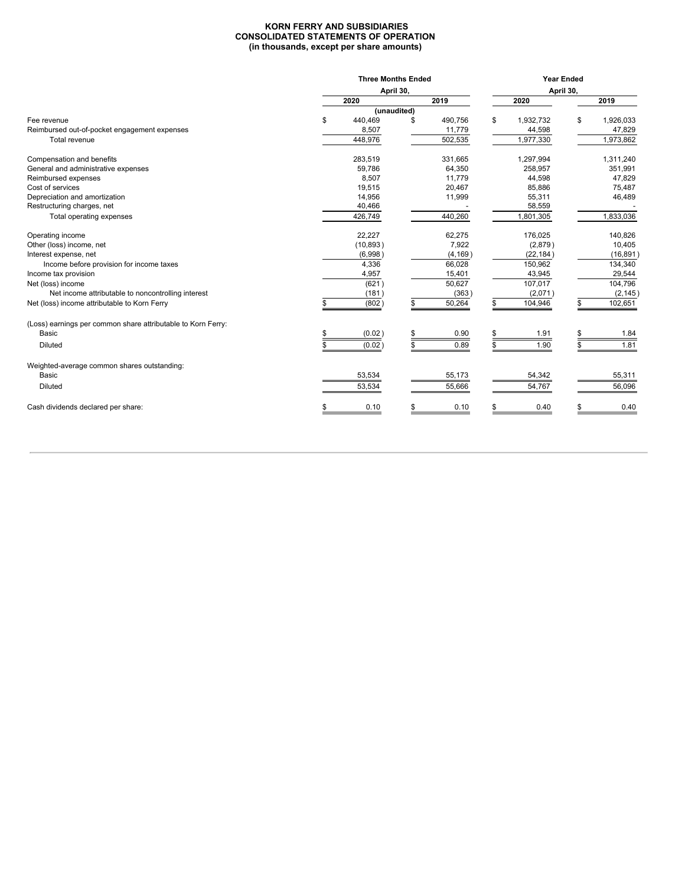**KORN FERRY AND SUBSIDIARIES**
**CONSOLIDATED STATEMENTS OF OPERATION**
**(in thousands, except per share amounts)**

| | Three Months Ended April 30, | | Year Ended April 30, | |
|---|---|---|---|---|
| | 2020 | 2019 | 2020 | 2019 |
| | (unaudited) | | | |
| Fee revenue | $ 440,469 | $ 490,756 | $ 1,932,732 | $ 1,926,033 |
| Reimbursed out-of-pocket engagement expenses | 8,507 | 11,779 | 44,598 | 47,829 |
| Total revenue | 448,976 | 502,535 | 1,977,330 | 1,973,862 |
| | | | | |
| Compensation and benefits | 283,519 | 331,665 | 1,297,994 | 1,311,240 |
| General and administrative expenses | 59,786 | 64,350 | 258,957 | 351,991 |
| Reimbursed expenses | 8,507 | 11,779 | 44,598 | 47,829 |
| Cost of services | 19,515 | 20,467 | 85,886 | 75,487 |
| Depreciation and amortization | 14,956 | 11,999 | 55,311 | 46,489 |
| Restructuring charges, net | 40,466 | - | 58,559 | - |
| Total operating expenses | 426,749 | 440,260 | 1,801,305 | 1,833,036 |
| | | | | |
| Operating income | 22,227 | 62,275 | 176,025 | 140,826 |
| Other (loss) income, net | (10,893) | 7,922 | (2,879) | 10,405 |
| Interest expense, net | (6,998) | (4,169) | (22,184) | (16,891) |
| Income before provision for income taxes | 4,336 | 66,028 | 150,962 | 134,340 |
| Income tax provision | 4,957 | 15,401 | 43,945 | 29,544 |
| Net (loss) income | (621) | 50,627 | 107,017 | 104,796 |
| Net income attributable to noncontrolling interest | (181) | (363) | (2,071) | (2,145) |
| Net (loss) income attributable to Korn Ferry | $ (802) | $ 50,264 | $ 104,946 | $ 102,651 |
| | | | | |
| (Loss) earnings per common share attributable to Korn Ferry: | | | | |
| Basic | $ (0.02) | $ 0.90 | $ 1.91 | $ 1.84 |
| Diluted | $ (0.02) | $ 0.89 | $ 1.90 | $ 1.81 |
| | | | | |
| Weighted-average common shares outstanding: | | | | |
| Basic | 53,534 | 55,173 | 54,342 | 55,311 |
| Diluted | 53,534 | 55,666 | 54,767 | 56,096 |
| | | | | |
| Cash dividends declared per share: | $ 0.10 | $ 0.10 | $ 0.40 | $ 0.40 |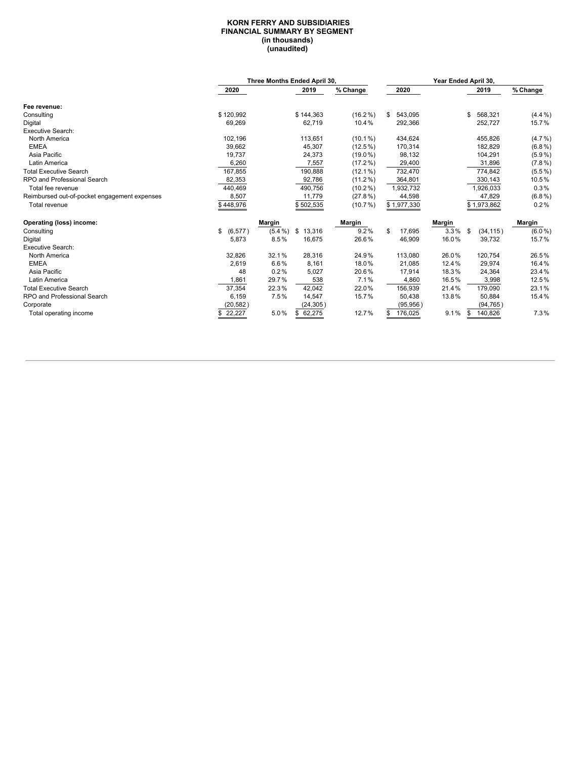**KORN FERRY AND SUBSIDIARIES**
**FINANCIAL SUMMARY BY SEGMENT**
**(in thousands)**
**(unaudited)**

| | Three Months Ended April 30, | | | | Year Ended April 30, | | | |
|---|---|---|---|---|---|---|---|---|
| | 2020 | | 2019 | % Change | 2020 | | 2019 | % Change |
| **Fee revenue:** | | | | | | | | |
| Consulting | $ 120,992 | | $ 144,363 | (16.2%) | $ 543,095 | | $ 568,321 | (4.4%) |
| Digital | 69,269 | | 62,719 | 10.4% | 292,366 | | 252,727 | 15.7% |
| Executive Search: | | | | | | | | |
| North America | 102,196 | | 113,651 | (10.1%) | 434,624 | | 455,826 | (4.7%) |
| EMEA | 39,662 | | 45,307 | (12.5%) | 170,314 | | 182,829 | (6.8%) |
| Asia Pacific | 19,737 | | 24,373 | (19.0%) | 98,132 | | 104,291 | (5.9%) |
| Latin America | 6,260 | | 7,557 | (17.2%) | 29,400 | | 31,896 | (7.8%) |
| Total Executive Search | 167,855 | | 190,888 | (12.1%) | 732,470 | | 774,842 | (5.5%) |
| RPO and Professional Search | 82,353 | | 92,786 | (11.2%) | 364,801 | | 330,143 | 10.5% |
| Total fee revenue | 440,469 | | 490,756 | (10.2%) | 1,932,732 | | 1,926,033 | 0.3% |
| Reimbursed out-of-pocket engagement expenses | 8,507 | | 11,779 | (27.8%) | 44,598 | | 47,829 | (6.8%) |
| Total revenue | $ 448,976 | | $ 502,535 | (10.7%) | $ 1,977,330 | | $ 1,973,862 | 0.2% |
| | | | | | | | | |
| **Operating (loss) income:** | | **Margin** | | **Margin** | | **Margin** | | **Margin** |
| Consulting | $ (6,577) | (5.4%) | $ 13,316 | 9.2% | $ 17,695 | 3.3% | $ (34,115) | (6.0%) |
| Digital | 5,873 | 8.5% | 16,675 | 26.6% | 46,909 | 16.0% | 39,732 | 15.7% |
| Executive Search: | | | | | | | | |
| North America | 32,826 | 32.1% | 28,316 | 24.9% | 113,080 | 26.0% | 120,754 | 26.5% |
| EMEA | 2,619 | 6.6% | 8,161 | 18.0% | 21,085 | 12.4% | 29,974 | 16.4% |
| Asia Pacific | 48 | 0.2% | 5,027 | 20.6% | 17,914 | 18.3% | 24,364 | 23.4% |
| Latin America | 1,861 | 29.7% | 538 | 7.1% | 4,860 | 16.5% | 3,998 | 12.5% |
| Total Executive Search | 37,354 | 22.3% | 42,042 | 22.0% | 156,939 | 21.4% | 179,090 | 23.1% |
| RPO and Professional Search | 6,159 | 7.5% | 14,547 | 15.7% | 50,438 | 13.8% | 50,884 | 15.4% |
| Corporate | (20,582) | | (24,305) | | (95,956) | | (94,765) | |
| Total operating income | $ 22,227 | 5.0% | $ 62,275 | 12.7% | $ 176,025 | 9.1% | $ 140,826 | 7.3% |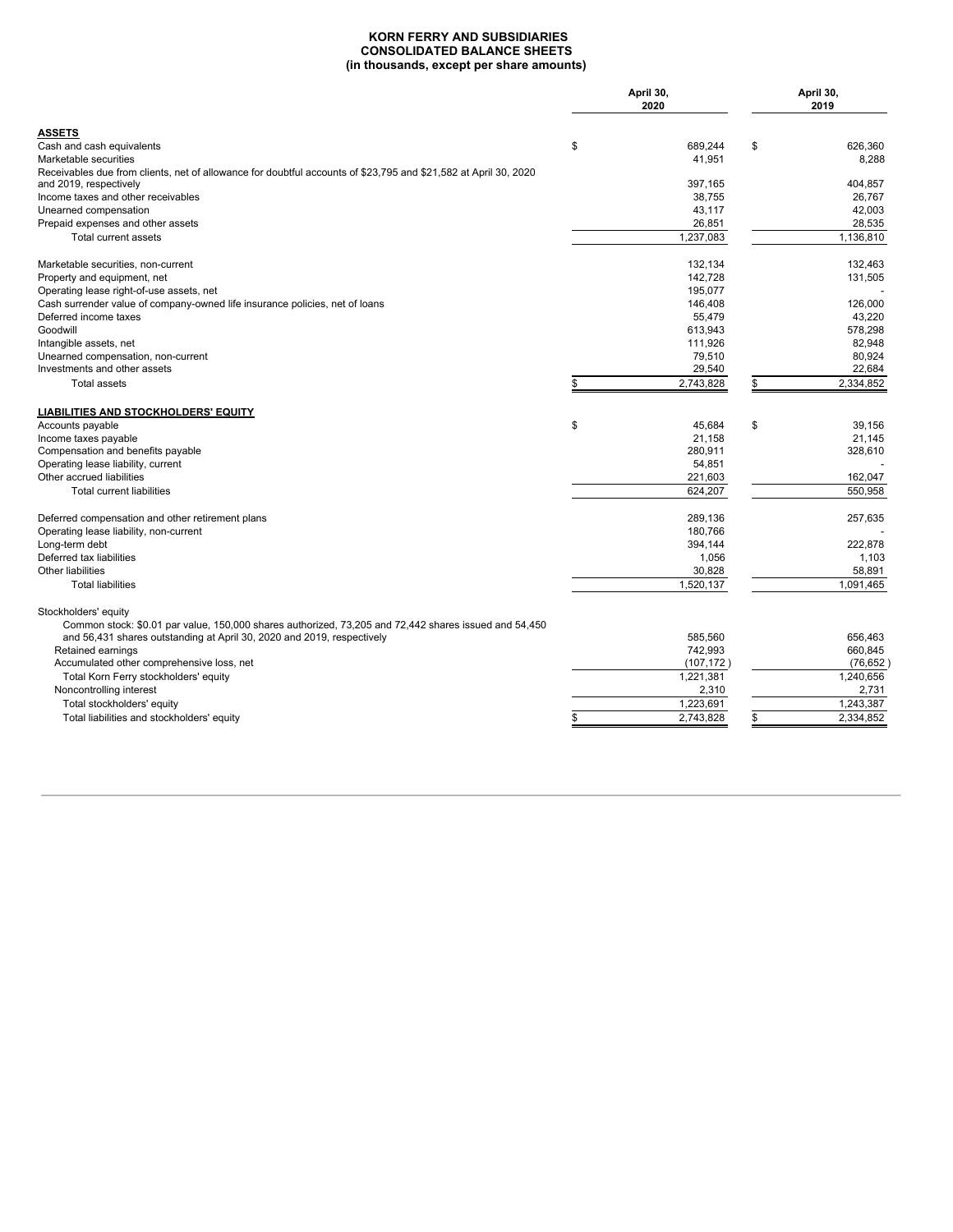**KORN FERRY AND SUBSIDIARIES**
**CONSOLIDATED BALANCE SHEETS**
**(in thousands, except per share amounts)**

| | April 30, 2020 | April 30, 2019 |
|---|---|---|
| **ASSETS** | | |
| Cash and cash equivalents | $ 689,244 | $ 626,360 |
| Marketable securities | 41,951 | 8,288 |
| Receivables due from clients, net of allowance for doubtful accounts of $23,795 and $21,582 at April 30, 2020 and 2019, respectively | 397,165 | 404,857 |
| Income taxes and other receivables | 38,755 | 26,767 |
| Unearned compensation | 43,117 | 42,003 |
| Prepaid expenses and other assets | 26,851 | 28,535 |
| Total current assets | 1,237,083 | 1,136,810 |
| | | |
| Marketable securities, non-current | 132,134 | 132,463 |
| Property and equipment, net | 142,728 | 131,505 |
| Operating lease right-of-use assets, net | 195,077 | - |
| Cash surrender value of company-owned life insurance policies, net of loans | 146,408 | 126,000 |
| Deferred income taxes | 55,479 | 43,220 |
| Goodwill | 613,943 | 578,298 |
| Intangible assets, net | 111,926 | 82,948 |
| Unearned compensation, non-current | 79,510 | 80,924 |
| Investments and other assets | 29,540 | 22,684 |
| Total assets | $ 2,743,828 | $ 2,334,852 |
| | | |
| **LIABILITIES AND STOCKHOLDERS' EQUITY** | | |
| Accounts payable | $ 45,684 | $ 39,156 |
| Income taxes payable | 21,158 | 21,145 |
| Compensation and benefits payable | 280,911 | 328,610 |
| Operating lease liability, current | 54,851 | - |
| Other accrued liabilities | 221,603 | 162,047 |
| Total current liabilities | 624,207 | 550,958 |
| | | |
| Deferred compensation and other retirement plans | 289,136 | 257,635 |
| Operating lease liability, non-current | 180,766 | - |
| Long-term debt | 394,144 | 222,878 |
| Deferred tax liabilities | 1,056 | 1,103 |
| Other liabilities | 30,828 | 58,891 |
| Total liabilities | 1,520,137 | 1,091,465 |
| | | |
| Stockholders' equity | | |
| Common stock: $0.01 par value, 150,000 shares authorized, 73,205 and 72,442 shares issued and 54,450 and 56,431 shares outstanding at April 30, 2020 and 2019, respectively | 585,560 | 656,463 |
| Retained earnings | 742,993 | 660,845 |
| Accumulated other comprehensive loss, net | (107,172) | (76,652) |
| Total Korn Ferry stockholders' equity | 1,221,381 | 1,240,656 |
| Noncontrolling interest | 2,310 | 2,731 |
| Total stockholders' equity | 1,223,691 | 1,243,387 |
| Total liabilities and stockholders' equity | $ 2,743,828 | $ 2,334,852 |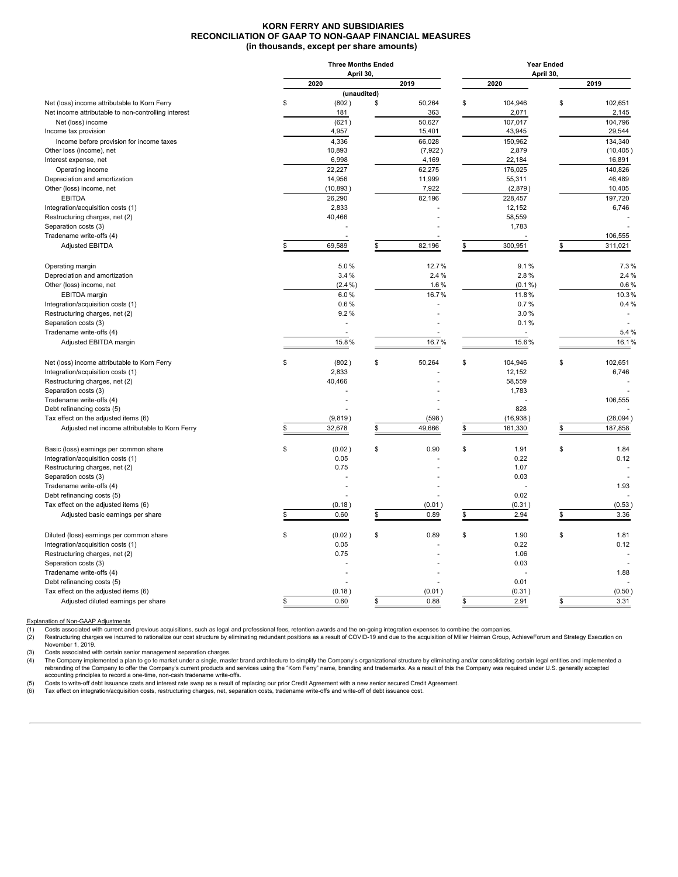# KORN FERRY AND SUBSIDIARIES
## RECONCILIATION OF GAAP TO NON-GAAP FINANCIAL MEASURES
### (in thousands, except per share amounts)

| | Three Months Ended April 30, | | Year Ended April 30, | |
|---|---|---|---|---|
| | 2020 | 2019 | 2020 | 2019 |
| | (unaudited) | | | |
| Net (loss) income attributable to Korn Ferry | $ (802) | $ 50,264 | $ 104,946 | $ 102,651 |
| Net income attributable to non-controlling interest | 181 | 363 | 2,071 | 2,145 |
| Net (loss) income | (621) | 50,627 | 107,017 | 104,796 |
| Income tax provision | 4,957 | 15,401 | 43,945 | 29,544 |
| Income before provision for income taxes | 4,336 | 66,028 | 150,962 | 134,340 |
| Other loss (income), net | 10,893 | (7,922) | 2,879 | (10,405) |
| Interest expense, net | 6,998 | 4,169 | 22,184 | 16,891 |
| Operating income | 22,227 | 62,275 | 176,025 | 140,826 |
| Depreciation and amortization | 14,956 | 11,999 | 55,311 | 46,489 |
| Other (loss) income, net | (10,893) | 7,922 | (2,879) | 10,405 |
| EBITDA | 26,290 | 82,196 | 228,457 | 197,720 |
| Integration/acquisition costs (1) | 2,833 | - | 12,152 | 6,746 |
| Restructuring charges, net (2) | 40,466 | - | 58,559 | - |
| Separation costs (3) | - | - | 1,783 | - |
| Tradename write-offs (4) | - | - | - | 106,555 |
| Adjusted EBITDA | $ 69,589 | $ 82,196 | $ 300,951 | $ 311,021 |
| | | | | |
| Operating margin | 5.0 % | 12.7 % | 9.1 % | 7.3 % |
| Depreciation and amortization | 3.4 % | 2.4 % | 2.8 % | 2.4 % |
| Other (loss) income, net | (2.4 %) | 1.6 % | (0.1 %) | 0.6 % |
| EBITDA margin | 6.0 % | 16.7 % | 11.8 % | 10.3 % |
| Integration/acquisition costs (1) | 0.6 % | - | 0.7 % | 0.4 % |
| Restructuring charges, net (2) | 9.2 % | - | 3.0 % | - |
| Separation costs (3) | - | - | 0.1 % | - |
| Tradename write-offs (4) | - | - | - | 5.4 % |
| Adjusted EBITDA margin | 15.8 % | 16.7 % | 15.6 % | 16.1 % |
| | | | | |
| Net (loss) income attributable to Korn Ferry | $ (802) | $ 50,264 | $ 104,946 | $ 102,651 |
| Integration/acquisition costs (1) | 2,833 | - | 12,152 | 6,746 |
| Restructuring charges, net (2) | 40,466 | - | 58,559 | - |
| Separation costs (3) | - | - | 1,783 | - |
| Tradename write-offs (4) | - | - | - | 106,555 |
| Debt refinancing costs (5) | - | - | 828 | - |
| Tax effect on the adjusted items (6) | (9,819) | (598) | (16,938) | (28,094) |
| Adjusted net income attributable to Korn Ferry | $ 32,678 | $ 49,666 | $ 161,330 | $ 187,858 |
| | | | | |
| Basic (loss) earnings per common share | $ (0.02) | $ 0.90 | $ 1.91 | $ 1.84 |
| Integration/acquisition costs (1) | 0.05 | - | 0.22 | 0.12 |
| Restructuring charges, net (2) | 0.75 | - | 1.07 | - |
| Separation costs (3) | - | - | 0.03 | - |
| Tradename write-offs (4) | - | - | - | 1.93 |
| Debt refinancing costs (5) | - | - | 0.02 | - |
| Tax effect on the adjusted items (6) | (0.18) | (0.01) | (0.31) | (0.53) |
| Adjusted basic earnings per share | $ 0.60 | $ 0.89 | $ 2.94 | $ 3.36 |
| | | | | |
| Diluted (loss) earnings per common share | $ (0.02) | $ 0.89 | $ 1.90 | $ 1.81 |
| Integration/acquisition costs (1) | 0.05 | - | 0.22 | 0.12 |
| Restructuring charges, net (2) | 0.75 | - | 1.06 | - |
| Separation costs (3) | - | - | 0.03 | - |
| Tradename write-offs (4) | - | - | - | 1.88 |
| Debt refinancing costs (5) | - | - | 0.01 | - |
| Tax effect on the adjusted items (6) | (0.18) | (0.01) | (0.31) | (0.50) |
| Adjusted diluted earnings per share | $ 0.60 | $ 0.88 | $ 2.91 | $ 3.31 |

Explanation of Non-GAAP Adjustments

(1) Costs associated with current and previous acquisitions, such as legal and professional fees, retention awards and the on-going integration expenses to combine the companies.
(2) Restructuring charges we incurred to rationalize our cost structure by eliminating redundant positions as a result of COVID-19 and due to the acquisition of Miller Heiman Group, AchieveForum and Strategy Execution on November 1, 2019.
(3) Costs associated with certain senior management separation charges.
(4) The Company implemented a plan to go to market under a single, master brand architecture to simplify the Company's organizational structure by eliminating and/or consolidating certain legal entities and implemented a rebranding of the Company to offer the Company's current products and services using the "Korn Ferry" name, branding and trademarks. As a result of this the Company was required under U.S. generally accepted accounting principles to record a one-time, non-cash tradename write-offs.
(5) Costs to write-off debt issuance costs and interest rate swap as a result of replacing our prior Credit Agreement with a new senior secured Credit Agreement.
(6) Tax effect on integration/acquisition costs, restructuring charges, net, separation costs, tradename write-offs and write-off of debt issuance cost.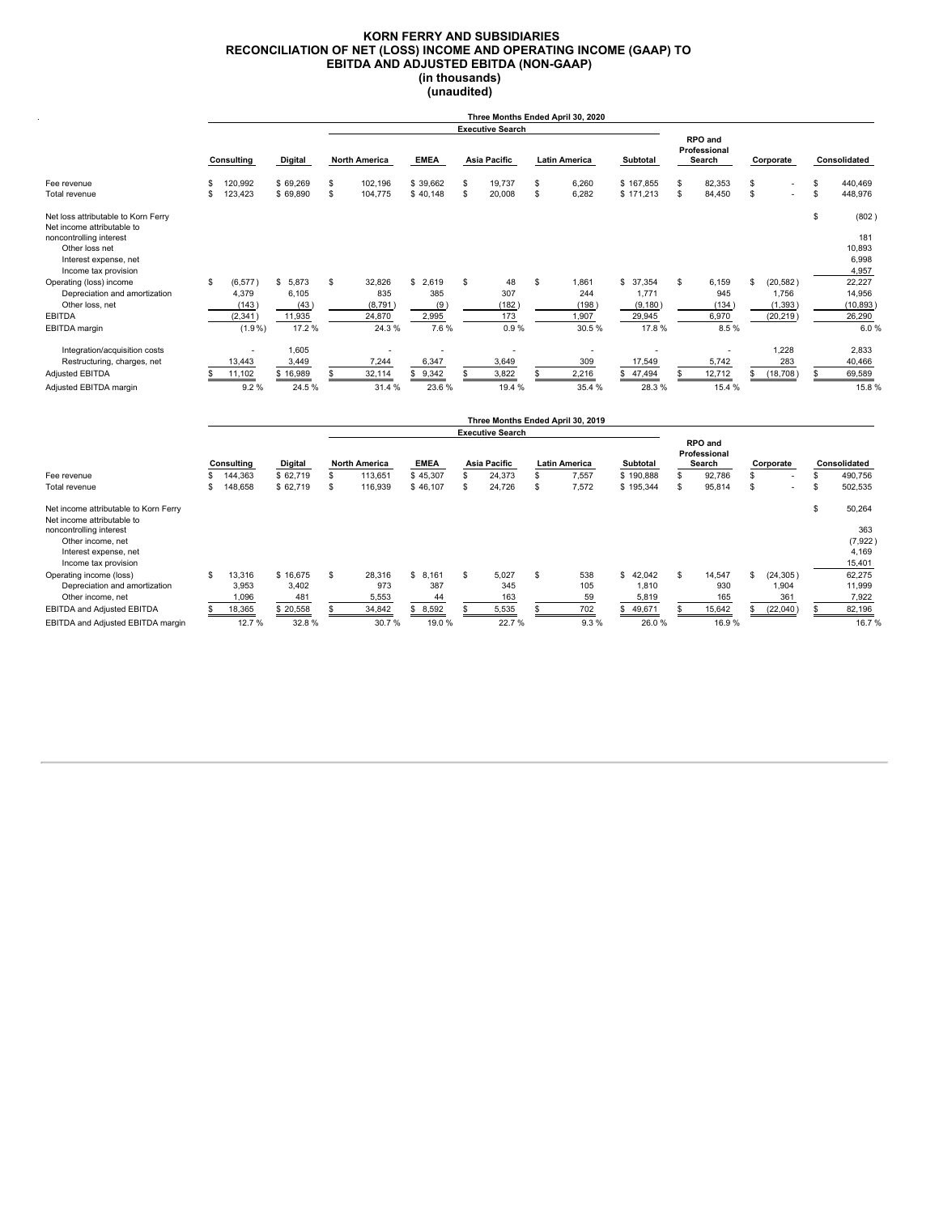# KORN FERRY AND SUBSIDIARIES
## RECONCILIATION OF NET (LOSS) INCOME AND OPERATING INCOME (GAAP) TO EBITDA AND ADJUSTED EBITDA (NON-GAAP)
### (in thousands)
### (unaudited)

| | Three Months Ended April 30, 2020 | | | | | | | | | |
|---|---|---|---|---|---|---|---|---|---|---|
| | | | Executive Search | | | | | | | |
| | Consulting | Digital | North America | EMEA | Asia Pacific | Latin America | Subtotal | RPO and Professional Search | Corporate | Consolidated |
| Fee revenue | $ 120,992 | $ 69,269 | $ 102,196 | $ 39,662 | $ 19,737 | $ 6,260 | $ 167,855 | $ 82,353 | $ - | $ 440,469 |
| Total revenue | $ 123,423 | $ 69,890 | $ 104,775 | $ 40,148 | $ 20,008 | $ 6,282 | $ 171,213 | $ 84,450 | $ - | $ 448,976 |
| Net loss attributable to Korn Ferry | | | | | | | | | | $ (802) |
| Net income attributable to noncontrolling interest | | | | | | | | | | 181 |
| Other loss net | | | | | | | | | | 10,893 |
| Interest expense, net | | | | | | | | | | 6,998 |
| Income tax provision | | | | | | | | | | 4,957 |
| Operating (loss) income | $ (6,577) | $ 5,873 | $ 32,826 | $ 2,619 | $ 48 | $ 1,861 | $ 37,354 | $ 6,159 | $ (20,582) | 22,227 |
| Depreciation and amortization | 4,379 | 6,105 | 835 | 385 | 307 | 244 | 1,771 | 945 | 1,756 | 14,956 |
| Other loss, net | (143) | (43) | (8,791) | (9) | (182) | (198) | (9,180) | (134) | (1,393) | (10,893) |
| EBITDA | (2,341) | 11,935 | 24,870 | 2,995 | 173 | 1,907 | 29,945 | 6,970 | (20,219) | 26,290 |
| EBITDA margin | (1.9%) | 17.2 % | 24.3 % | 7.6 % | 0.9 % | 30.5 % | 17.8 % | 8.5 % | | 6.0 % |
| Integration/acquisition costs | - | 1,605 | - | - | - | - | - | - | 1,228 | 2,833 |
| Restructuring, charges, net | 13,443 | 3,449 | 7,244 | 6,347 | 3,649 | 309 | 17,549 | 5,742 | 283 | 40,466 |
| Adjusted EBITDA | $ 11,102 | $ 16,989 | $ 32,114 | $ 9,342 | $ 3,822 | $ 2,216 | $ 47,494 | $ 12,712 | $ (18,708) | $ 69,589 |
| Adjusted EBITDA margin | 9.2 % | 24.5 % | 31.4 % | 23.6 % | 19.4 % | 35.4 % | 28.3 % | 15.4 % | | 15.8 % |

| | Three Months Ended April 30, 2019 | | | | | | | | | |
|---|---|---|---|---|---|---|---|---|---|---|
| | | | Executive Search | | | | | | | |
| | Consulting | Digital | North America | EMEA | Asia Pacific | Latin America | Subtotal | RPO and Professional Search | Corporate | Consolidated |
| Fee revenue | $ 144,363 | $ 62,719 | $ 113,651 | $ 45,307 | $ 24,373 | $ 7,557 | $ 190,888 | $ 92,786 | $ - | $ 490,756 |
| Total revenue | $ 148,658 | $ 62,719 | $ 116,939 | $ 46,107 | $ 24,726 | $ 7,572 | $ 195,344 | $ 95,814 | $ - | $ 502,535 |
| Net income attributable to Korn Ferry | | | | | | | | | | $ 50,264 |
| Net income attributable to noncontrolling interest | | | | | | | | | | 363 |
| Other income, net | | | | | | | | | | (7,922) |
| Interest expense, net | | | | | | | | | | 4,169 |
| Income tax provision | | | | | | | | | | 15,401 |
| Operating income (loss) | $ 13,316 | $ 16,675 | $ 28,316 | $ 8,161 | $ 5,027 | $ 538 | $ 42,042 | $ 14,547 | $ (24,305) | 62,275 |
| Depreciation and amortization | 3,953 | 3,402 | 973 | 387 | 345 | 105 | 1,810 | 930 | 1,904 | 11,999 |
| Other income, net | 1,096 | 481 | 5,553 | 44 | 163 | 59 | 5,819 | 165 | 361 | 7,922 |
| EBITDA and Adjusted EBITDA | $ 18,365 | $ 20,558 | $ 34,842 | $ 8,592 | $ 5,535 | $ 702 | $ 49,671 | $ 15,642 | $ (22,040) | $ 82,196 |
| EBITDA and Adjusted EBITDA margin | 12.7 % | 32.8 % | 30.7 % | 19.0 % | 22.7 % | 9.3 % | 26.0 % | 16.9 % | | 16.7 % |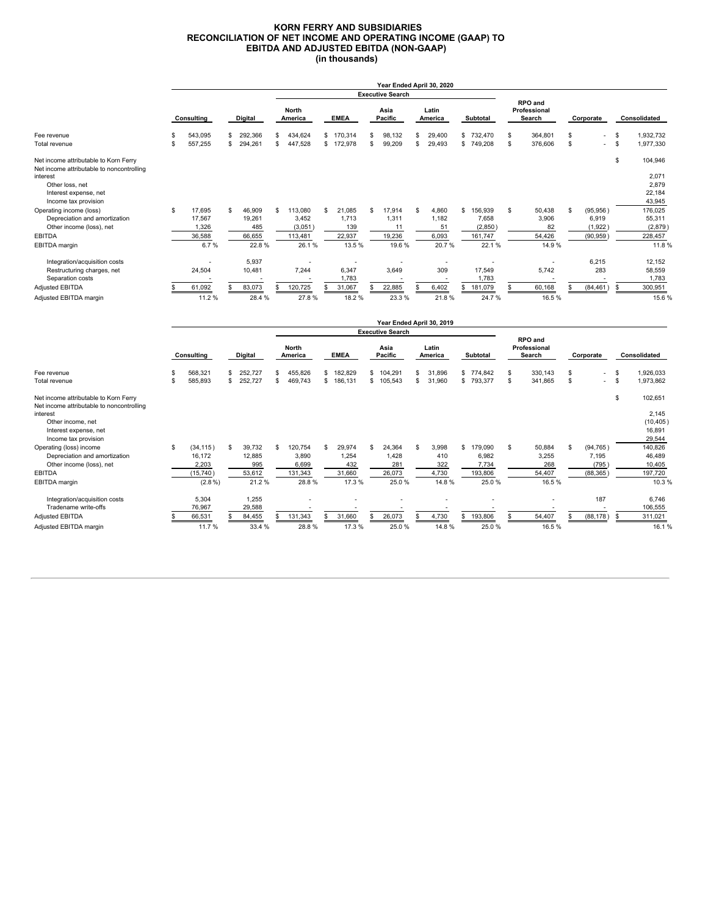# KORN FERRY AND SUBSIDIARIES
# RECONCILIATION OF NET INCOME AND OPERATING INCOME (GAAP) TO EBITDA AND ADJUSTED EBITDA (NON-GAAP)
# (in thousands)

| | Year Ended April 30, 2020 | | | | | | | | | |
|---|---|---|---|---|---|---|---|---|---|---|
| | | | Executive Search | | | | | | | |
| | Consulting | Digital | North America | EMEA | Asia Pacific | Latin America | Subtotal | RPO and Professional Search | Corporate | Consolidated |
| Fee revenue | $ 543,095 | $ 292,366 | $ 434,624 | $ 170,314 | $ 98,132 | $ 29,400 | $ 732,470 | $ 364,801 | $ - | $ 1,932,732 |
| Total revenue | $ 557,255 | $ 294,261 | $ 447,528 | $ 172,978 | $ 99,209 | $ 29,493 | $ 749,208 | $ 376,606 | $ - | $ 1,977,330 |
| Net income attributable to Korn Ferry | | | | | | | | | | $ 104,946 |
| Net income attributable to noncontrolling interest | | | | | | | | | | 2,071 |
| Other loss, net | | | | | | | | | | 2,879 |
| Interest expense, net | | | | | | | | | | 22,184 |
| Income tax provision | | | | | | | | | | 43,945 |
| Operating income (loss) | $ 17,695 | $ 46,909 | $ 113,080 | $ 21,085 | $ 17,914 | $ 4,860 | $ 156,939 | $ 50,438 | $ (95,956) | 176,025 |
| Depreciation and amortization | 17,567 | 19,261 | 3,452 | 1,713 | 1,311 | 1,182 | 7,658 | 3,906 | 6,919 | 55,311 |
| Other income (loss), net | 1,326 | 485 | (3,051) | 139 | 11 | 51 | (2,850) | 82 | (1,922) | (2,879) |
| EBITDA | 36,588 | 66,655 | 113,481 | 22,937 | 19,236 | 6,093 | 161,747 | 54,426 | (90,959) | 228,457 |
| EBITDA margin | 6.7 % | 22.8 % | 26.1 % | 13.5 % | 19.6 % | 20.7 % | 22.1 % | 14.9 % | | 11.8 % |
| Integration/acquisition costs | - | 5,937 | - | - | - | - | - | - | 6,215 | 12,152 |
| Restructuring charges, net | 24,504 | 10,481 | 7,244 | 6,347 | 3,649 | 309 | 17,549 | 5,742 | 283 | 58,559 |
| Separation costs | - | - | - | 1,783 | - | - | 1,783 | - | - | 1,783 |
| Adjusted EBITDA | $ 61,092 | $ 83,073 | $ 120,725 | $ 31,067 | $ 22,885 | $ 6,402 | $ 181,079 | $ 60,168 | $ (84,461) | $ 300,951 |
| Adjusted EBITDA margin | 11.2 % | 28.4 % | 27.8 % | 18.2 % | 23.3 % | 21.8 % | 24.7 % | 16.5 % | | 15.6 % |

| | Year Ended April 30, 2019 | | | | | | | | | |
|---|---|---|---|---|---|---|---|---|---|---|
| | | | Executive Search | | | | | | | |
| | Consulting | Digital | North America | EMEA | Asia Pacific | Latin America | Subtotal | RPO and Professional Search | Corporate | Consolidated |
| Fee revenue | $ 568,321 | $ 252,727 | $ 455,826 | $ 182,829 | $ 104,291 | $ 31,896 | $ 774,842 | $ 330,143 | $ - | $ 1,926,033 |
| Total revenue | $ 585,893 | $ 252,727 | $ 469,743 | $ 186,131 | $ 105,543 | $ 31,960 | $ 793,377 | $ 341,865 | $ - | $ 1,973,862 |
| Net income attributable to Korn Ferry | | | | | | | | | | $ 102,651 |
| Net income attributable to noncontrolling interest | | | | | | | | | | 2,145 |
| Other income, net | | | | | | | | | | (10,405) |
| Interest expense, net | | | | | | | | | | 16,891 |
| Income tax provision | | | | | | | | | | 29,544 |
| Operating (loss) income | $ (34,115) | $ 39,732 | $ 120,754 | $ 29,974 | $ 24,364 | $ 3,998 | $ 179,090 | $ 50,884 | $ (94,765) | 140,826 |
| Depreciation and amortization | 16,172 | 12,885 | 3,890 | 1,254 | 1,428 | 410 | 6,982 | 3,255 | 7,195 | 46,489 |
| Other income (loss), net | 2,203 | 995 | 6,699 | 432 | 281 | 322 | 7,734 | 268 | (795) | 10,405 |
| EBITDA | (15,740) | 53,612 | 131,343 | 31,660 | 26,073 | 4,730 | 193,806 | 54,407 | (88,365) | 197,720 |
| EBITDA margin | (2.8 %) | 21.2 % | 28.8 % | 17.3 % | 25.0 % | 14.8 % | 25.0 % | 16.5 % | | 10.3 % |
| Integration/acquisition costs | 5,304 | 1,255 | - | - | - | - | - | - | 187 | 6,746 |
| Tradename write-offs | 76,967 | 29,588 | - | - | - | - | - | - | - | 106,555 |
| Adjusted EBITDA | $ 66,531 | $ 84,455 | $ 131,343 | $ 31,660 | $ 26,073 | $ 4,730 | $ 193,806 | $ 54,407 | $ (88,178) | $ 311,021 |
| Adjusted EBITDA margin | 11.7 % | 33.4 % | 28.8 % | 17.3 % | 25.0 % | 14.8 % | 25.0 % | 16.5 % | | 16.1 % |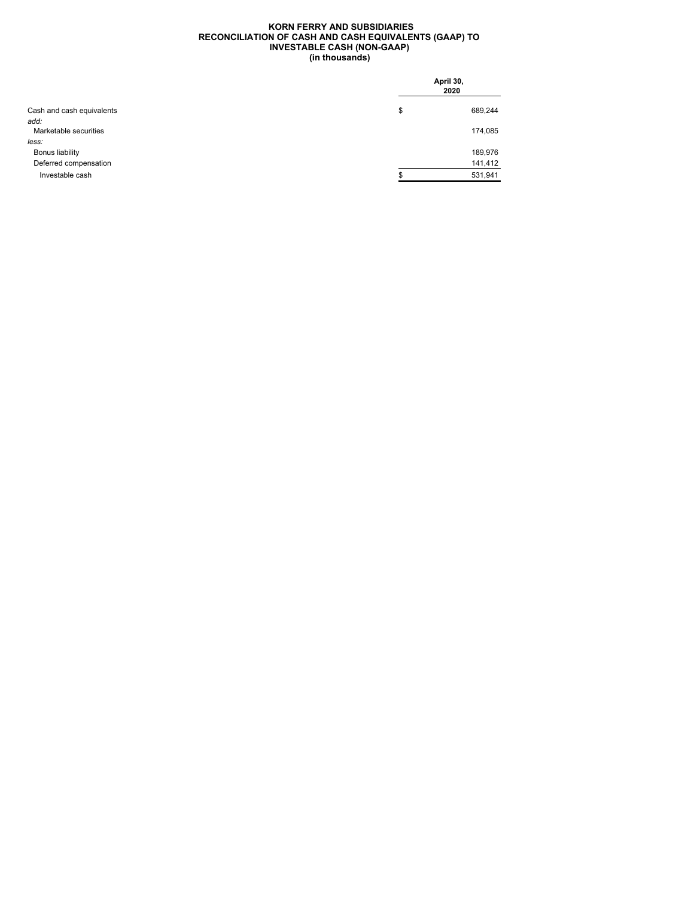**KORN FERRY AND SUBSIDIARIES**
**RECONCILIATION OF CASH AND CASH EQUIVALENTS (GAAP) TO INVESTABLE CASH (NON-GAAP)**
**(in thousands)**

| | April 30, 2020 |
|---|---|
| Cash and cash equivalents | $ 689,244 |
| *add:* | |
| Marketable securities | 174,085 |
| *less:* | |
| Bonus liability | 189,976 |
| Deferred compensation | 141,412 |
| Investable cash | $ 531,941 |